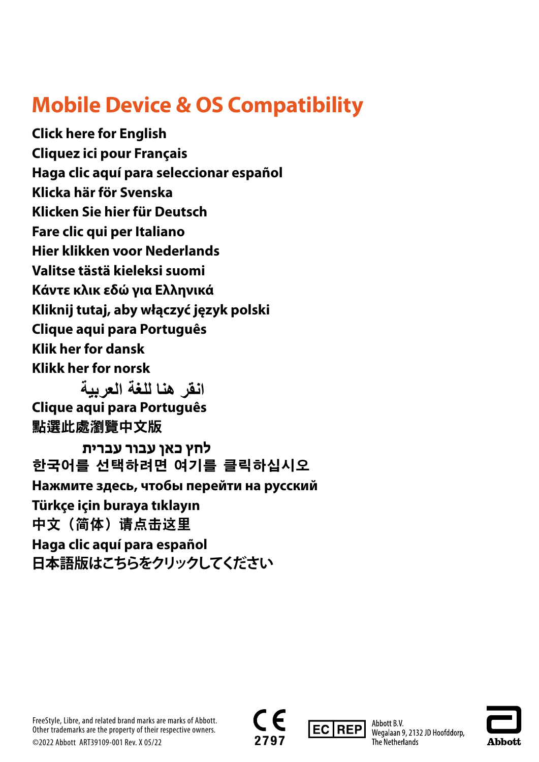# Mobile Device & OS Compatibility

**Click here for English**
**Cliquez ici pour Français**
**Haga clic aquí para seleccionar español**
**Klicka här för Svenska**
**Klicken Sie hier für Deutsch**
**Fare clic qui per Italiano**
**Hier klikken voor Nederlands**
**Valitse tästä kieleksi suomi**
**Κάντε κλικ εδώ για Ελληνικά**
**Kliknij tutaj, aby włączyć język polski**
**Clique aqui para Português**
**Klik her for dansk**
**Klikk her for norsk**
**انقر هنا للغة العربية**
**Clique aqui para Português**
**點選此處瀏覽中文版**
**לחץ כאן עבור עברית**
**한국어를 선택하려면 여기를 클릭하십시오**
**Нажмите здесь, чтобы перейти на русский**
**Türkçe için buraya tıklayın**
**中文（简体）请点击这里**
**Haga clic aquí para español**
**日本語版はこちらをクリックしてください**

FreeStyle, Libre, and related brand marks are marks of Abbott.
Other trademarks are the property of their respective owners.
©2022 Abbott ART39109-001 Rev. X 05/22

CE 2797

EC REP Abbott B.V.
Wegalaan 9, 2132 JD Hoofddorp,
The Netherlands

Abbott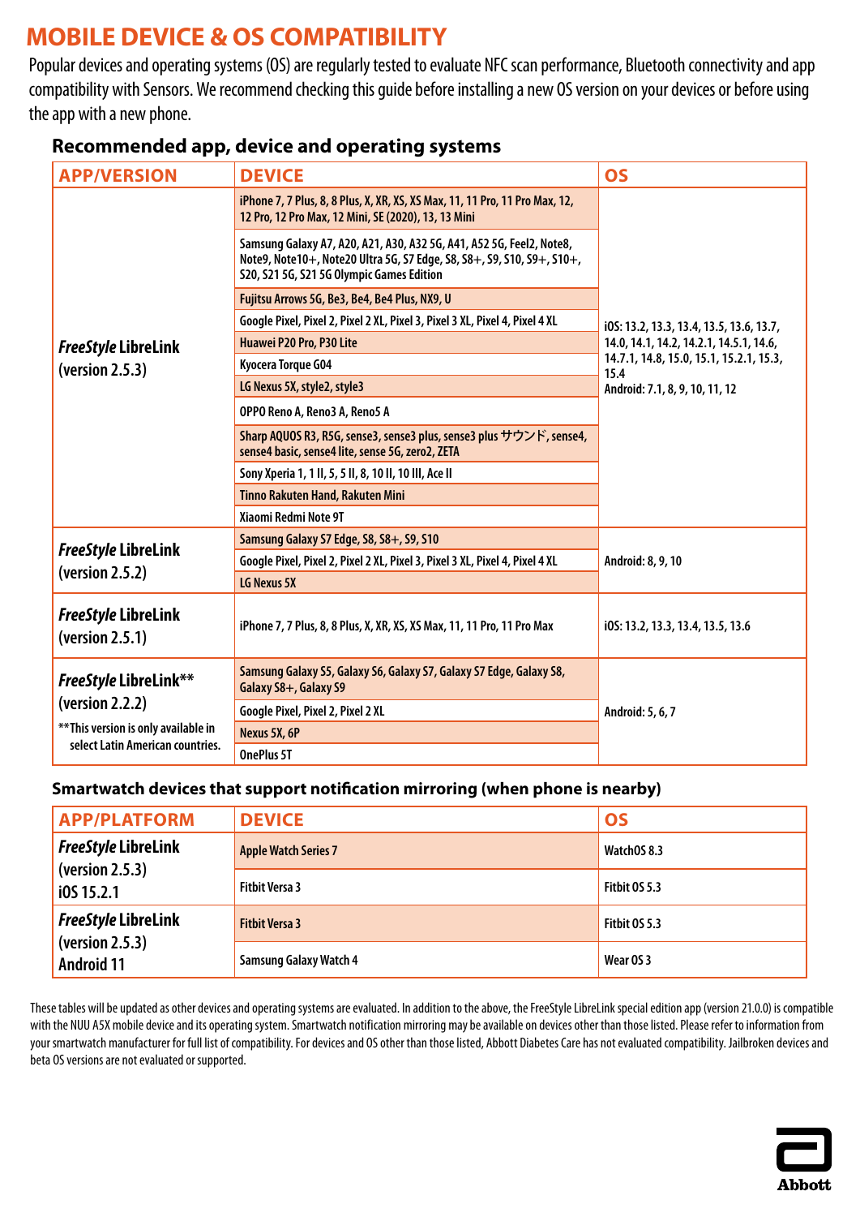# MOBILE DEVICE & OS COMPATIBILITY

Popular devices and operating systems (OS) are regularly tested to evaluate NFC scan performance, Bluetooth connectivity and app compatibility with Sensors. We recommend checking this guide before installing a new OS version on your devices or before using the app with a new phone.

## Recommended app, device and operating systems

| APP/VERSION | DEVICE | OS |
|---|---|---|
| *FreeStyle* LibreLink (version 2.5.3) | iPhone 7, 7 Plus, 8, 8 Plus, X, XR, XS, XS Max, 11, 11 Pro, 11 Pro Max, 12, 12 Pro, 12 Pro Max, 12 Mini, SE (2020), 13, 13 Mini | iOS: 13.2, 13.3, 13.4, 13.5, 13.6, 13.7, 14.0, 14.1, 14.2, 14.2.1, 14.5.1, 14.6, 14.7.1, 14.8, 15.0, 15.1, 15.2.1, 15.3, 15.4 Android: 7.1, 8, 9, 10, 11, 12 |
| | Samsung Galaxy A7, A20, A21, A30, A32 5G, A41, A52 5G, Feel2, Note8, Note9, Note10+, Note20 Ultra 5G, S7 Edge, S8, S8+, S9, S10, S9+, S10+, S20, S21 5G, S21 5G Olympic Games Edition | |
| | Fujitsu Arrows 5G, Be3, Be4, Be4 Plus, NX9, U | |
| | Google Pixel, Pixel 2, Pixel 2 XL, Pixel 3, Pixel 3 XL, Pixel 4, Pixel 4 XL | |
| | Huawei P20 Pro, P30 Lite | |
| | Kyocera Torque G04 | |
| | LG Nexus 5X, style2, style3 | |
| | OPPO Reno A, Reno3 A, Reno5 A | |
| | Sharp AQUOS R3, R5G, sense3, sense3 plus, sense3 plus サウンド, sense4, sense4 basic, sense4 lite, sense 5G, zero2, ZETA | |
| | Sony Xperia 1, 1 II, 5, 5 II, 8, 10 II, 10 III, Ace II | |
| | Tinno Rakuten Hand, Rakuten Mini | |
| | Xiaomi Redmi Note 9T | |
| *FreeStyle* LibreLink (version 2.5.2) | Samsung Galaxy S7 Edge, S8, S8+, S9, S10 | Android: 8, 9, 10 |
| | Google Pixel, Pixel 2, Pixel 2 XL, Pixel 3, Pixel 3 XL, Pixel 4, Pixel 4 XL | |
| | LG Nexus 5X | |
| *FreeStyle* LibreLink (version 2.5.1) | iPhone 7, 7 Plus, 8, 8 Plus, X, XR, XS, XS Max, 11, 11 Pro, 11 Pro Max | iOS: 13.2, 13.3, 13.4, 13.5, 13.6 |
| *FreeStyle* LibreLink** (version 2.2.2) **This version is only available in select Latin American countries. | Samsung Galaxy S5, Galaxy S6, Galaxy S7, Galaxy S7 Edge, Galaxy S8, Galaxy S8+, Galaxy S9 | Android: 5, 6, 7 |
| | Google Pixel, Pixel 2, Pixel 2 XL | |
| | Nexus 5X, 6P | |
| | OnePlus 5T | |

## Smartwatch devices that support notification mirroring (when phone is nearby)

| APP/PLATFORM | DEVICE | OS |
|---|---|---|
| *FreeStyle* LibreLink (version 2.5.3) iOS 15.2.1 | Apple Watch Series 7 | WatchOS 8.3 |
| | Fitbit Versa 3 | Fitbit OS 5.3 |
| *FreeStyle* LibreLink (version 2.5.3) Android 11 | Fitbit Versa 3 | Fitbit OS 5.3 |
| | Samsung Galaxy Watch 4 | Wear OS 3 |

These tables will be updated as other devices and operating systems are evaluated. In addition to the above, the FreeStyle LibreLink special edition app (version 21.0.0) is compatible with the NUU A5X mobile device and its operating system. Smartwatch notification mirroring may be available on devices other than those listed. Please refer to information from your smartwatch manufacturer for full list of compatibility. For devices and OS other than those listed, Abbott Diabetes Care has not evaluated compatibility. Jailbroken devices and beta OS versions are not evaluated or supported.

Abbott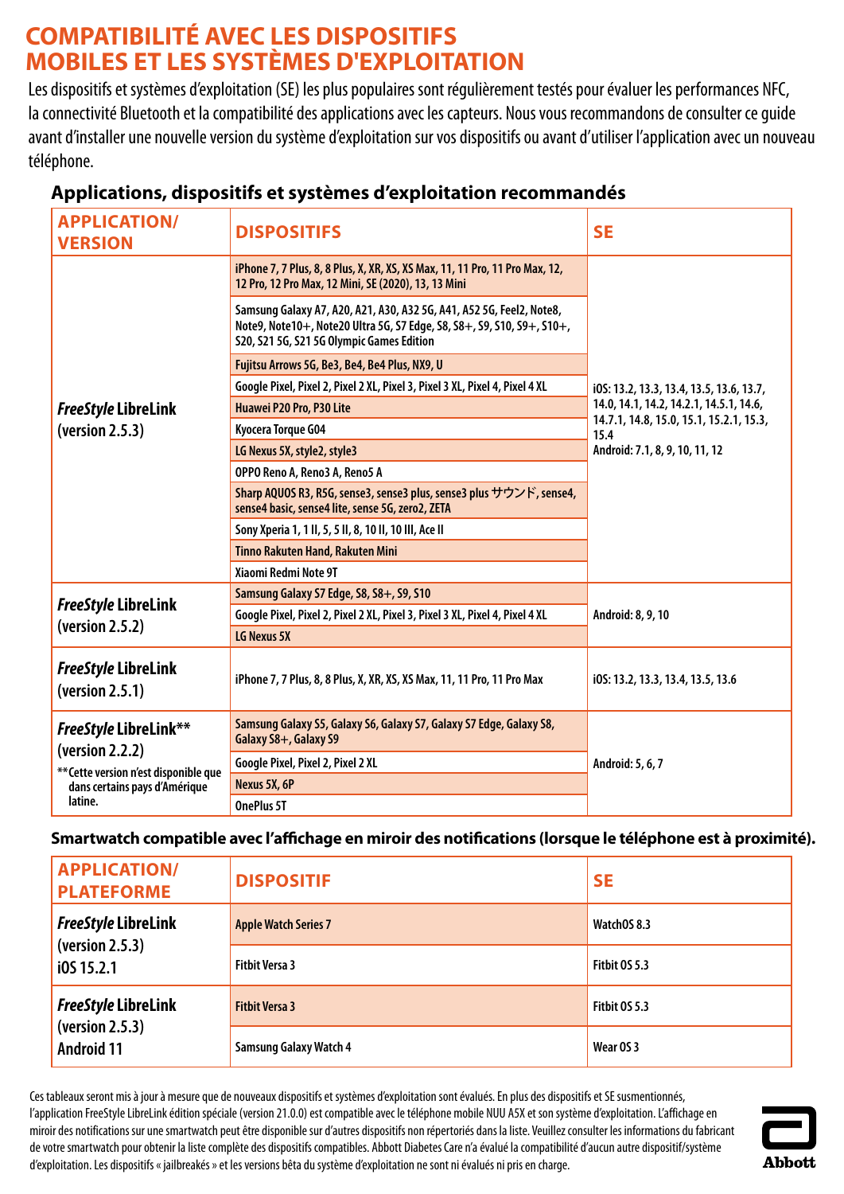# COMPATIBILITÉ AVEC LES DISPOSITIFS MOBILES ET LES SYSTÈMES D'EXPLOITATION

Les dispositifs et systèmes d'exploitation (SE) les plus populaires sont régulièrement testés pour évaluer les performances NFC, la connectivité Bluetooth et la compatibilité des applications avec les capteurs. Nous vous recommandons de consulter ce guide avant d'installer une nouvelle version du système d'exploitation sur vos dispositifs ou avant d'utiliser l'application avec un nouveau téléphone.

## Applications, dispositifs et systèmes d'exploitation recommandés

| APPLICATION/ VERSION | DISPOSITIFS | SE |
|---|---|---|
| *FreeStyle* LibreLink (version 2.5.3) | iPhone 7, 7 Plus, 8, 8 Plus, X, XR, XS, XS Max, 11, 11 Pro, 11 Pro Max, 12, 12 Pro, 12 Pro Max, 12 Mini, SE (2020), 13, 13 Mini | iOS: 13.2, 13.3, 13.4, 13.5, 13.6, 13.7, 14.0, 14.1, 14.2, 14.2.1, 14.5.1, 14.6, 14.7.1, 14.8, 15.0, 15.1, 15.2.1, 15.3, 15.4<br>Android: 7.1, 8, 9, 10, 11, 12 |
| | Samsung Galaxy A7, A20, A21, A30, A32 5G, A41, A52 5G, Feel2, Note8, Note9, Note10+, Note20 Ultra 5G, S7 Edge, S8, S8+, S9, S10, S9+, S10+, S20, S21 5G, S21 5G Olympic Games Edition | |
| | Fujitsu Arrows 5G, Be3, Be4, Be4 Plus, NX9, U | |
| | Google Pixel, Pixel 2, Pixel 2 XL, Pixel 3, Pixel 3 XL, Pixel 4, Pixel 4 XL | |
| | Huawei P20 Pro, P30 Lite | |
| | Kyocera Torque G04 | |
| | LG Nexus 5X, style2, style3 | |
| | OPPO Reno A, Reno3 A, Reno5 A | |
| | Sharp AQUOS R3, R5G, sense3, sense3 plus, sense3 plus サウンド, sense4, sense4 basic, sense4 lite, sense 5G, zero2, ZETA | |
| | Sony Xperia 1, 1 II, 5, 5 II, 8, 10 II, 10 III, Ace II | |
| | Tinno Rakuten Hand, Rakuten Mini | |
| | Xiaomi Redmi Note 9T | |
| *FreeStyle* LibreLink (version 2.5.2) | Samsung Galaxy S7 Edge, S8, S8+, S9, S10 | Android: 8, 9, 10 |
| | Google Pixel, Pixel 2, Pixel 2 XL, Pixel 3, Pixel 3 XL, Pixel 4, Pixel 4 XL | |
| | LG Nexus 5X | |
| *FreeStyle* LibreLink (version 2.5.1) | iPhone 7, 7 Plus, 8, 8 Plus, X, XR, XS, XS Max, 11, 11 Pro, 11 Pro Max | iOS: 13.2, 13.3, 13.4, 13.5, 13.6 |
| *FreeStyle* LibreLink** (version 2.2.2)<br>**Cette version n'est disponible que dans certains pays d'Amérique latine. | Samsung Galaxy S5, Galaxy S6, Galaxy S7, Galaxy S7 Edge, Galaxy S8, Galaxy S8+, Galaxy S9 | Android: 5, 6, 7 |
| | Google Pixel, Pixel 2, Pixel 2 XL | |
| | Nexus 5X, 6P | |
| | OnePlus 5T | |

## Smartwatch compatible avec l'affichage en miroir des notifications (lorsque le téléphone est à proximité).

| APPLICATION/ PLATEFORME | DISPOSITIF | SE |
|---|---|---|
| *FreeStyle* LibreLink (version 2.5.3) iOS 15.2.1 | Apple Watch Series 7 | WatchOS 8.3 |
| | Fitbit Versa 3 | Fitbit OS 5.3 |
| *FreeStyle* LibreLink (version 2.5.3) Android 11 | Fitbit Versa 3 | Fitbit OS 5.3 |
| | Samsung Galaxy Watch 4 | Wear OS 3 |

Ces tableaux seront mis à jour à mesure que de nouveaux dispositifs et systèmes d'exploitation sont évalués. En plus des dispositifs et SE susmentionnés, l'application FreeStyle LibreLink édition spéciale (version 21.0.0) est compatible avec le téléphone mobile NUU A5X et son système d'exploitation. L'affichage en miroir des notifications sur une smartwatch peut être disponible sur d'autres dispositifs non répertoriés dans la liste. Veuillez consulter les informations du fabricant de votre smartwatch pour obtenir la liste complète des dispositifs compatibles. Abbott Diabetes Care n'a évalué la compatibilité d'aucun autre dispositif/système d'exploitation. Les dispositifs « jailbreakés » et les versions bêta du système d'exploitation ne sont ni évalués ni pris en charge.

Abbott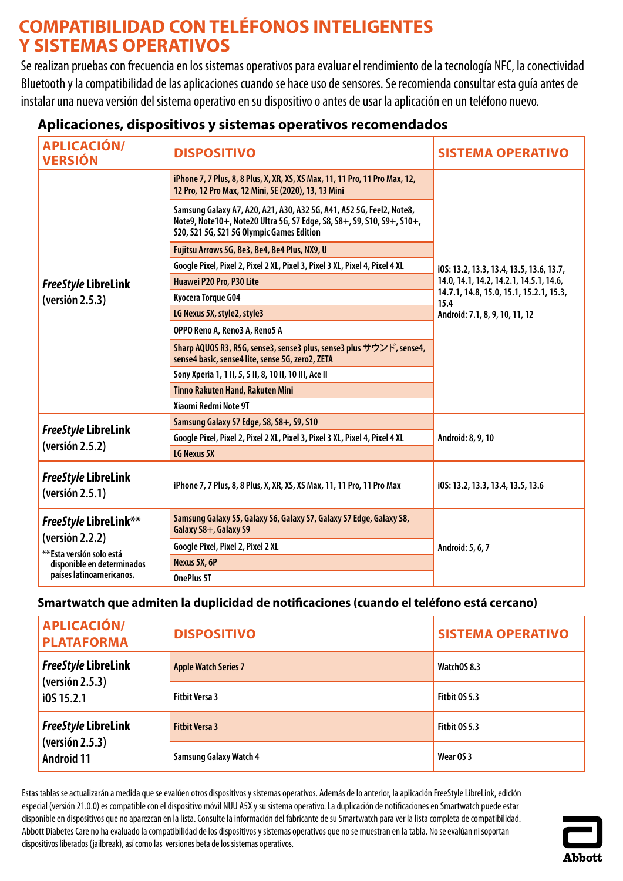# COMPATIBILIDAD CON TELÉFONOS INTELIGENTES Y SISTEMAS OPERATIVOS

Se realizan pruebas con frecuencia en los sistemas operativos para evaluar el rendimiento de la tecnología NFC, la conectividad Bluetooth y la compatibilidad de las aplicaciones cuando se hace uso de sensores. Se recomienda consultar esta guía antes de instalar una nueva versión del sistema operativo en su dispositivo o antes de usar la aplicación en un teléfono nuevo.

## Aplicaciones, dispositivos y sistemas operativos recomendados

| APLICACIÓN/ VERSIÓN | DISPOSITIVO | SISTEMA OPERATIVO |
|---|---|---|
| *FreeStyle* LibreLink (versión 2.5.3) | iPhone 7, 7 Plus, 8, 8 Plus, X, XR, XS, XS Max, 11, 11 Pro, 11 Pro Max, 12, 12 Pro, 12 Pro Max, 12 Mini, SE (2020), 13, 13 Mini | iOS: 13.2, 13.3, 13.4, 13.5, 13.6, 13.7, 14.0, 14.1, 14.2, 14.2.1, 14.5.1, 14.6, 14.7.1, 14.8, 15.0, 15.1, 15.2.1, 15.3, 15.4 Android: 7.1, 8, 9, 10, 11, 12 |
| | Samsung Galaxy A7, A20, A21, A30, A32 5G, A41, A52 5G, Feel2, Note8, Note9, Note10+, Note20 Ultra 5G, S7 Edge, S8, S8+, S9, S10, S9+, S10+, S20, S21 5G, S21 5G Olympic Games Edition | |
| | Fujitsu Arrows 5G, Be3, Be4, Be4 Plus, NX9, U | |
| | Google Pixel, Pixel 2, Pixel 2 XL, Pixel 3, Pixel 3 XL, Pixel 4, Pixel 4 XL | |
| | Huawei P20 Pro, P30 Lite | |
| | Kyocera Torque G04 | |
| | LG Nexus 5X, style2, style3 | |
| | OPPO Reno A, Reno3 A, Reno5 A | |
| | Sharp AQUOS R3, R5G, sense3, sense3 plus, sense3 plus サウンド, sense4, sense4 basic, sense4 lite, sense 5G, zero2, ZETA | |
| | Sony Xperia 1, 1 II, 5, 5 II, 8, 10 II, 10 III, Ace II | |
| | Tinno Rakuten Hand, Rakuten Mini | |
| | Xiaomi Redmi Note 9T | |
| *FreeStyle* LibreLink (versión 2.5.2) | Samsung Galaxy S7 Edge, S8, S8+, S9, S10 | Android: 8, 9, 10 |
| | Google Pixel, Pixel 2, Pixel 2 XL, Pixel 3, Pixel 3 XL, Pixel 4, Pixel 4 XL | |
| | LG Nexus 5X | |
| *FreeStyle* LibreLink (versión 2.5.1) | iPhone 7, 7 Plus, 8, 8 Plus, X, XR, XS, XS Max, 11, 11 Pro, 11 Pro Max | iOS: 13.2, 13.3, 13.4, 13.5, 13.6 |
| *FreeStyle* LibreLink** (versión 2.2.2) **Esta versión solo está disponible en determinados países latinoamericanos. | Samsung Galaxy S5, Galaxy S6, Galaxy S7, Galaxy S7 Edge, Galaxy S8, Galaxy S8+, Galaxy S9 | Android: 5, 6, 7 |
| | Google Pixel, Pixel 2, Pixel 2 XL | |
| | Nexus 5X, 6P | |
| | OnePlus 5T | |

## Smartwatch que admiten la duplicidad de notificaciones (cuando el teléfono está cercano)

| APLICACIÓN/ PLATAFORMA | DISPOSITIVO | SISTEMA OPERATIVO |
|---|---|---|
| *FreeStyle* LibreLink (versión 2.5.3) iOS 15.2.1 | Apple Watch Series 7 | WatchOS 8.3 |
| | Fitbit Versa 3 | Fitbit OS 5.3 |
| *FreeStyle* LibreLink (versión 2.5.3) Android 11 | Fitbit Versa 3 | Fitbit OS 5.3 |
| | Samsung Galaxy Watch 4 | Wear OS 3 |

Estas tablas se actualizarán a medida que se evalúen otros dispositivos y sistemas operativos. Además de lo anterior, la aplicación FreeStyle LibreLink, edición especial (versión 21.0.0) es compatible con el dispositivo móvil NUU A5X y su sistema operativo. La duplicación de notificaciones en Smartwatch puede estar disponible en dispositivos que no aparezcan en la lista. Consulte la información del fabricante de su Smartwatch para ver la lista completa de compatibilidad. Abbott Diabetes Care no ha evaluado la compatibilidad de los dispositivos y sistemas operativos que no se muestran en la tabla. No se evalúan ni soportan dispositivos liberados (jailbreak), así como las versiones beta de los sistemas operativos.

Abbott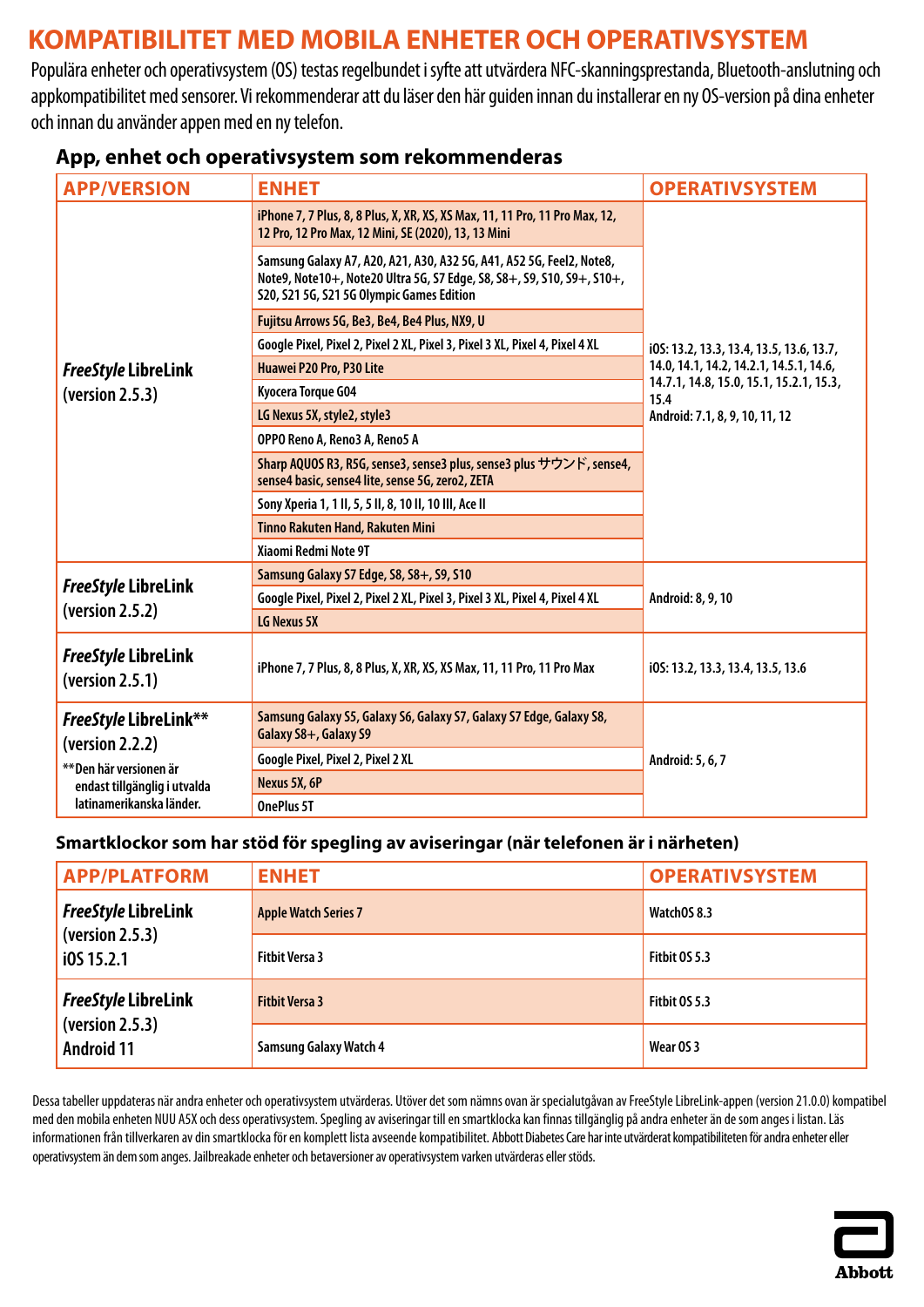# KOMPATIBILITET MED MOBILA ENHETER OCH OPERATIVSYSTEM

Populära enheter och operativsystem (OS) testas regelbundet i syfte att utvärdera NFC-skanningsprestanda, Bluetooth-anslutning och appkompatibilitet med sensorer. Vi rekommenderar att du läser den här guiden innan du installerar en ny OS-version på dina enheter och innan du använder appen med en ny telefon.

## App, enhet och operativsystem som rekommenderas

| APP/VERSION | ENHET | OPERATIVSYSTEM |
|---|---|---|
| *FreeStyle* LibreLink (version 2.5.3) | iPhone 7, 7 Plus, 8, 8 Plus, X, XR, XS, XS Max, 11, 11 Pro, 11 Pro Max, 12, 12 Pro, 12 Pro Max, 12 Mini, SE (2020), 13, 13 Mini | iOS: 13.2, 13.3, 13.4, 13.5, 13.6, 13.7, 14.0, 14.1, 14.2, 14.2.1, 14.5.1, 14.6, 14.7.1, 14.8, 15.0, 15.1, 15.2.1, 15.3, 15.4<br>Android: 7.1, 8, 9, 10, 11, 12 |
| | Samsung Galaxy A7, A20, A21, A30, A32 5G, A41, A52 5G, Feel2, Note8, Note9, Note10+, Note20 Ultra 5G, S7 Edge, S8, S8+, S9, S10, S9+, S10+, S20, S21 5G, S21 5G Olympic Games Edition | |
| | Fujitsu Arrows 5G, Be3, Be4, Be4 Plus, NX9, U | |
| | Google Pixel, Pixel 2, Pixel 2 XL, Pixel 3, Pixel 3 XL, Pixel 4, Pixel 4 XL | |
| | Huawei P20 Pro, P30 Lite | |
| | Kyocera Torque G04 | |
| | LG Nexus 5X, style2, style3 | |
| | OPPO Reno A, Reno3 A, Reno5 A | |
| | Sharp AQUOS R3, R5G, sense3, sense3 plus, sense3 plus サウンド, sense4, sense4 basic, sense4 lite, sense 5G, zero2, ZETA | |
| | Sony Xperia 1, 1 II, 5, 5 II, 8, 10 II, 10 III, Ace II | |
| | Tinno Rakuten Hand, Rakuten Mini | |
| | Xiaomi Redmi Note 9T | |
| *FreeStyle* LibreLink (version 2.5.2) | Samsung Galaxy S7 Edge, S8, S8+, S9, S10 | Android: 8, 9, 10 |
| | Google Pixel, Pixel 2, Pixel 2 XL, Pixel 3, Pixel 3 XL, Pixel 4, Pixel 4 XL | |
| | LG Nexus 5X | |
| *FreeStyle* LibreLink (version 2.5.1) | iPhone 7, 7 Plus, 8, 8 Plus, X, XR, XS, XS Max, 11, 11 Pro, 11 Pro Max | iOS: 13.2, 13.3, 13.4, 13.5, 13.6 |
| *FreeStyle* LibreLink** (version 2.2.2)<br>**Den här versionen är endast tillgänglig i utvalda latinamerikanska länder. | Samsung Galaxy S5, Galaxy S6, Galaxy S7, Galaxy S7 Edge, Galaxy S8, Galaxy S8+, Galaxy S9 | Android: 5, 6, 7 |
| | Google Pixel, Pixel 2, Pixel 2 XL | |
| | Nexus 5X, 6P | |
| | OnePlus 5T | |

## Smartklockor som har stöd för spegling av aviseringar (när telefonen är i närheten)

| APP/PLATFORM | ENHET | OPERATIVSYSTEM |
|---|---|---|
| *FreeStyle* LibreLink (version 2.5.3) iOS 15.2.1 | Apple Watch Series 7 | WatchOS 8.3 |
| | Fitbit Versa 3 | Fitbit OS 5.3 |
| *FreeStyle* LibreLink (version 2.5.3) Android 11 | Fitbit Versa 3 | Fitbit OS 5.3 |
| | Samsung Galaxy Watch 4 | Wear OS 3 |

Dessa tabeller uppdateras när andra enheter och operativsystem utvärderas. Utöver det som nämns ovan är specialutgåvan av FreeStyle LibreLink-appen (version 21.0.0) kompatibel med den mobila enheten NUU A5X och dess operativsystem. Spegling av aviseringar till en smartklocka kan finnas tillgänglig på andra enheter än de som anges i listan. Läs informationen från tillverkaren av din smartklocka för en komplett lista avseende kompatibilitet. Abbott Diabetes Care har inte utvärderat kompatibiliteten för andra enheter eller operativsystem än dem som anges. Jailbreakade enheter och betaversioner av operativsystem varken utvärderas eller stöds.

Abbott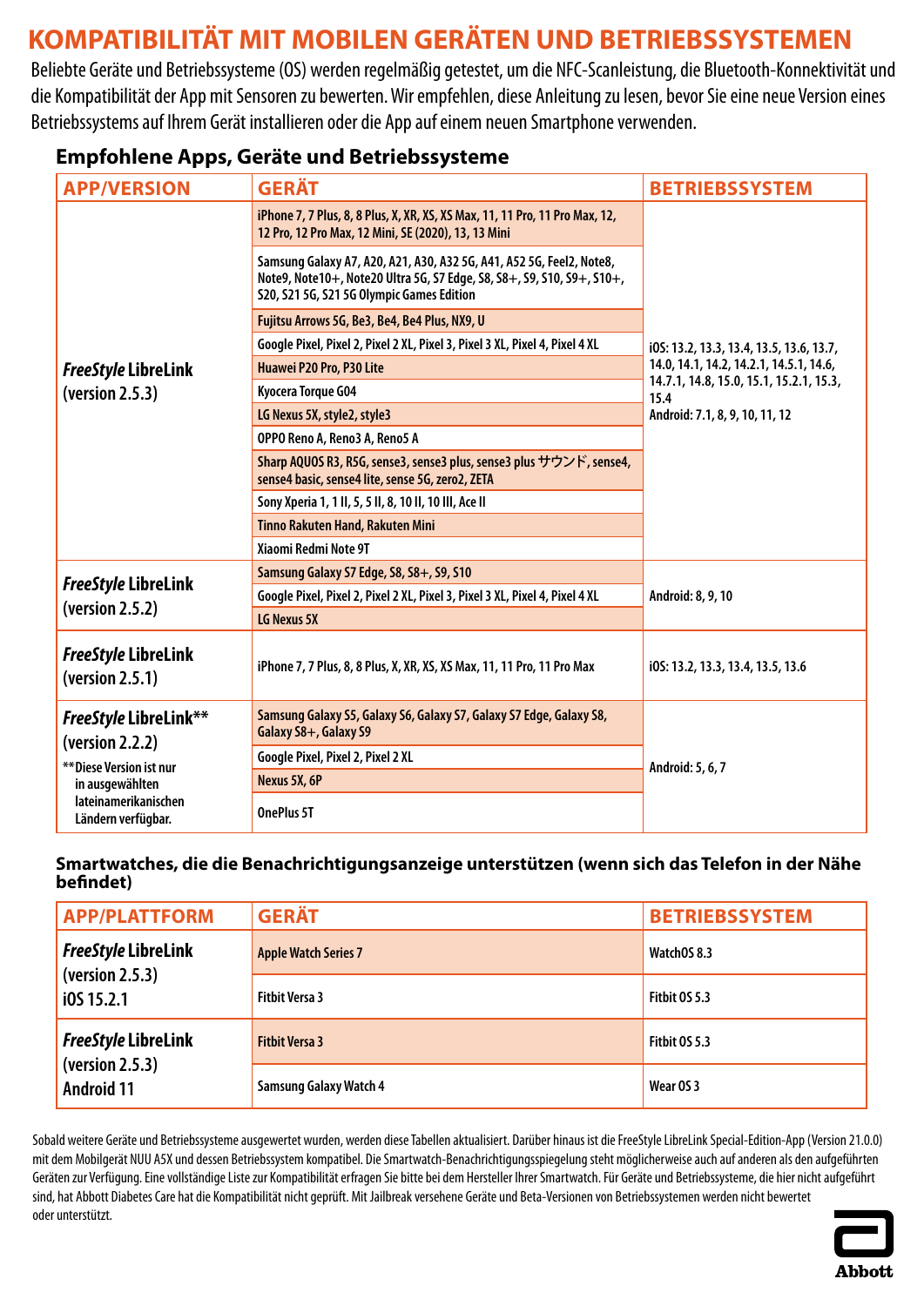# KOMPATIBILITÄT MIT MOBILEN GERÄTEN UND BETRIEBSSYSTEMEN

Beliebte Geräte und Betriebssysteme (OS) werden regelmäßig getestet, um die NFC-Scanleistung, die Bluetooth-Konnektivität und die Kompatibilität der App mit Sensoren zu bewerten. Wir empfehlen, diese Anleitung zu lesen, bevor Sie eine neue Version eines Betriebssystems auf Ihrem Gerät installieren oder die App auf einem neuen Smartphone verwenden.

## Empfohlene Apps, Geräte und Betriebssysteme

| APP/VERSION | GERÄT | BETRIEBSSYSTEM |
|---|---|---|
| *FreeStyle* LibreLink (version 2.5.3) | iPhone 7, 7 Plus, 8, 8 Plus, X, XR, XS, XS Max, 11, 11 Pro, 11 Pro Max, 12, 12 Pro, 12 Pro Max, 12 Mini, SE (2020), 13, 13 Mini | iOS: 13.2, 13.3, 13.4, 13.5, 13.6, 13.7, 14.0, 14.1, 14.2, 14.2.1, 14.5.1, 14.6, 14.7.1, 14.8, 15.0, 15.1, 15.2.1, 15.3, 15.4<br>Android: 7.1, 8, 9, 10, 11, 12 |
| | Samsung Galaxy A7, A20, A21, A30, A32 5G, A41, A52 5G, Feel2, Note8, Note9, Note10+, Note20 Ultra 5G, S7 Edge, S8, S8+, S9, S10, S9+, S10+, S20, S21 5G, S21 5G Olympic Games Edition | |
| | Fujitsu Arrows 5G, Be3, Be4, Be4 Plus, NX9, U | |
| | Google Pixel, Pixel 2, Pixel 2 XL, Pixel 3, Pixel 3 XL, Pixel 4, Pixel 4 XL | |
| | Huawei P20 Pro, P30 Lite | |
| | Kyocera Torque G04 | |
| | LG Nexus 5X, style2, style3 | |
| | OPPO Reno A, Reno3 A, Reno5 A | |
| | Sharp AQUOS R3, R5G, sense3, sense3 plus, sense3 plus サウンド, sense4, sense4 basic, sense4 lite, sense 5G, zero2, ZETA | |
| | Sony Xperia 1, 1 II, 5, 5 II, 8, 10 II, 10 III, Ace II | |
| | Tinno Rakuten Hand, Rakuten Mini | |
| | Xiaomi Redmi Note 9T | |
| *FreeStyle* LibreLink (version 2.5.2) | Samsung Galaxy S7 Edge, S8, S8+, S9, S10 | Android: 8, 9, 10 |
| | Google Pixel, Pixel 2, Pixel 2 XL, Pixel 3, Pixel 3 XL, Pixel 4, Pixel 4 XL | |
| | LG Nexus 5X | |
| *FreeStyle* LibreLink (version 2.5.1) | iPhone 7, 7 Plus, 8, 8 Plus, X, XR, XS, XS Max, 11, 11 Pro, 11 Pro Max | iOS: 13.2, 13.3, 13.4, 13.5, 13.6 |
| *FreeStyle* LibreLink** (version 2.2.2)<br>**Diese Version ist nur in ausgewählten lateinamerikanischen Ländern verfügbar. | Samsung Galaxy S5, Galaxy S6, Galaxy S7, Galaxy S7 Edge, Galaxy S8, Galaxy S8+, Galaxy S9 | Android: 5, 6, 7 |
| | Google Pixel, Pixel 2, Pixel 2 XL | |
| | Nexus 5X, 6P | |
| | OnePlus 5T | |

## Smartwatches, die die Benachrichtigungsanzeige unterstützen (wenn sich das Telefon in der Nähe befindet)

| APP/PLATTFORM | GERÄT | BETRIEBSSYSTEM |
|---|---|---|
| *FreeStyle* LibreLink (version 2.5.3) iOS 15.2.1 | Apple Watch Series 7 | WatchOS 8.3 |
| | Fitbit Versa 3 | Fitbit OS 5.3 |
| *FreeStyle* LibreLink (version 2.5.3) Android 11 | Fitbit Versa 3 | Fitbit OS 5.3 |
| | Samsung Galaxy Watch 4 | Wear OS 3 |

Sobald weitere Geräte und Betriebssysteme ausgewertet wurden, werden diese Tabellen aktualisiert. Darüber hinaus ist die FreeStyle LibreLink Special-Edition-App (Version 21.0.0) mit dem Mobilgerät NUU A5X und dessen Betriebssystem kompatibel. Die Smartwatch-Benachrichtigungsspiegelung steht möglicherweise auch auf anderen als den aufgeführten Geräten zur Verfügung. Eine vollständige Liste zur Kompatibilität erfragen Sie bitte bei dem Hersteller Ihrer Smartwatch. Für Geräte und Betriebssysteme, die hier nicht aufgeführt sind, hat Abbott Diabetes Care hat die Kompatibilität nicht geprüft. Mit Jailbreak versehene Geräte und Beta-Versionen von Betriebssystemen werden nicht bewertet oder unterstützt.

Abbott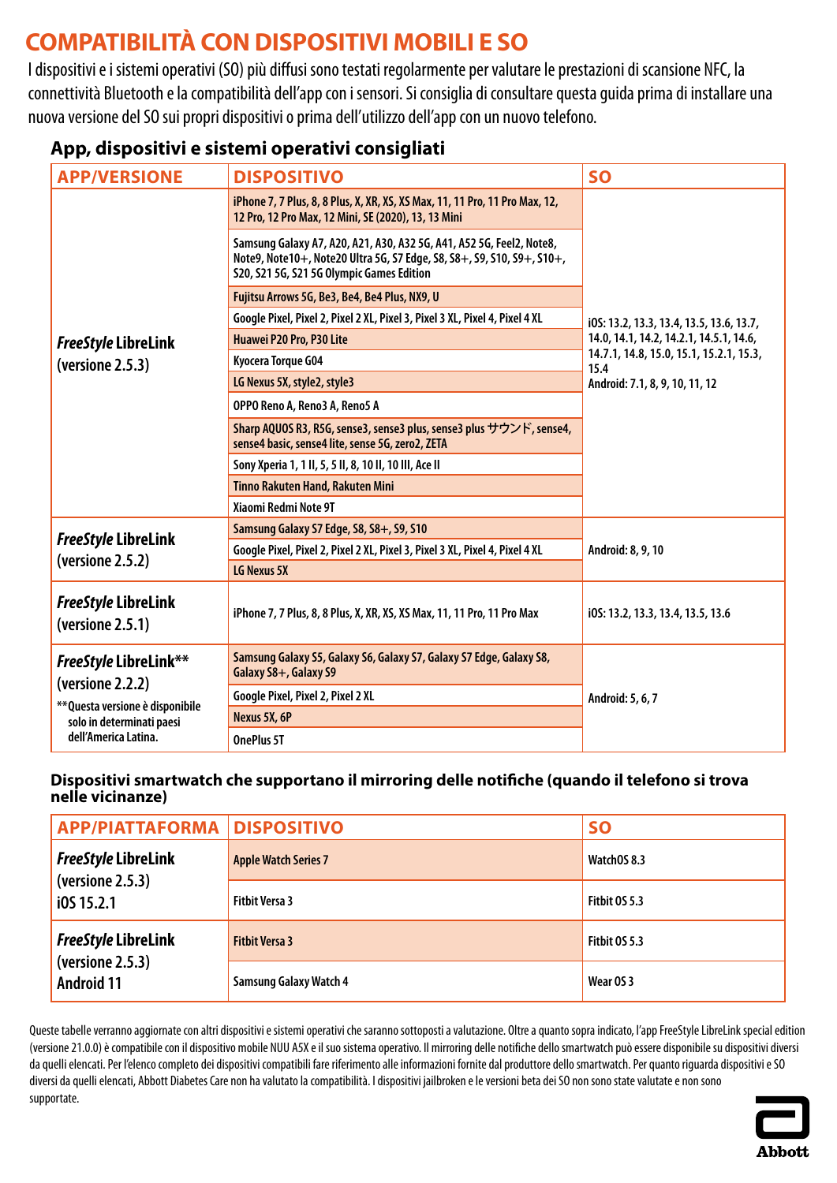# COMPATIBILITÀ CON DISPOSITIVI MOBILI E SO

I dispositivi e i sistemi operativi (SO) più diffusi sono testati regolarmente per valutare le prestazioni di scansione NFC, la connettività Bluetooth e la compatibilità dell'app con i sensori. Si consiglia di consultare questa guida prima di installare una nuova versione del SO sui propri dispositivi o prima dell'utilizzo dell'app con un nuovo telefono.

## App, dispositivi e sistemi operativi consigliati

| APP/VERSIONE | DISPOSITIVO | SO |
|---|---|---|
| *FreeStyle* LibreLink (versione 2.5.3) | iPhone 7, 7 Plus, 8, 8 Plus, X, XR, XS, XS Max, 11, 11 Pro, 11 Pro Max, 12, 12 Pro, 12 Pro Max, 12 Mini, SE (2020), 13, 13 Mini | iOS: 13.2, 13.3, 13.4, 13.5, 13.6, 13.7, 14.0, 14.1, 14.2, 14.2.1, 14.5.1, 14.6, 14.7.1, 14.8, 15.0, 15.1, 15.2.1, 15.3, 15.4<br>Android: 7.1, 8, 9, 10, 11, 12 |
| | Samsung Galaxy A7, A20, A21, A30, A32 5G, A41, A52 5G, Feel2, Note8, Note9, Note10+, Note20 Ultra 5G, S7 Edge, S8, S8+, S9, S10, S9+, S10+, S20, S21 5G, S21 5G Olympic Games Edition | |
| | Fujitsu Arrows 5G, Be3, Be4, Be4 Plus, NX9, U | |
| | Google Pixel, Pixel 2, Pixel 2 XL, Pixel 3, Pixel 3 XL, Pixel 4, Pixel 4 XL | |
| | Huawei P20 Pro, P30 Lite | |
| | Kyocera Torque G04 | |
| | LG Nexus 5X, style2, style3 | |
| | OPPO Reno A, Reno3 A, Reno5 A | |
| | Sharp AQUOS R3, R5G, sense3, sense3 plus, sense3 plus サウンド, sense4, sense4 basic, sense4 lite, sense 5G, zero2, ZETA | |
| | Sony Xperia 1, 1 II, 5, 5 II, 8, 10 II, 10 III, Ace II | |
| | Tinno Rakuten Hand, Rakuten Mini | |
| | Xiaomi Redmi Note 9T | |
| *FreeStyle* LibreLink (versione 2.5.2) | Samsung Galaxy S7 Edge, S8, S8+, S9, S10 | Android: 8, 9, 10 |
| | Google Pixel, Pixel 2, Pixel 2 XL, Pixel 3, Pixel 3 XL, Pixel 4, Pixel 4 XL | |
| | LG Nexus 5X | |
| *FreeStyle* LibreLink (versione 2.5.1) | iPhone 7, 7 Plus, 8, 8 Plus, X, XR, XS, XS Max, 11, 11 Pro, 11 Pro Max | iOS: 13.2, 13.3, 13.4, 13.5, 13.6 |
| *FreeStyle* LibreLink** (versione 2.2.2)<br>**Questa versione è disponibile solo in determinati paesi dell'America Latina. | Samsung Galaxy S5, Galaxy S6, Galaxy S7, Galaxy S7 Edge, Galaxy S8, Galaxy S8+, Galaxy S9 | Android: 5, 6, 7 |
| | Google Pixel, Pixel 2, Pixel 2 XL | |
| | Nexus 5X, 6P | |
| | OnePlus 5T | |

## Dispositivi smartwatch che supportano il mirroring delle notifiche (quando il telefono si trova nelle vicinanze)

| APP/PIATTAFORMA | DISPOSITIVO | SO |
|---|---|---|
| *FreeStyle* LibreLink (versione 2.5.3) iOS 15.2.1 | Apple Watch Series 7 | WatchOS 8.3 |
| | Fitbit Versa 3 | Fitbit OS 5.3 |
| *FreeStyle* LibreLink (versione 2.5.3) Android 11 | Fitbit Versa 3 | Fitbit OS 5.3 |
| | Samsung Galaxy Watch 4 | Wear OS 3 |

Queste tabelle verranno aggiornate con altri dispositivi e sistemi operativi che saranno sottoposti a valutazione. Oltre a quanto sopra indicato, l'app FreeStyle LibreLink special edition (versione 21.0.0) è compatibile con il dispositivo mobile NUU A5X e il suo sistema operativo. Il mirroring delle notifiche dello smartwatch può essere disponibile su dispositivi diversi da quelli elencati. Per l'elenco completo dei dispositivi compatibili fare riferimento alle informazioni fornite dal produttore dello smartwatch. Per quanto riguarda dispositivi e SO diversi da quelli elencati, Abbott Diabetes Care non ha valutato la compatibilità. I dispositivi jailbroken e le versioni beta dei SO non sono state valutate e non sono supportate.

Abbott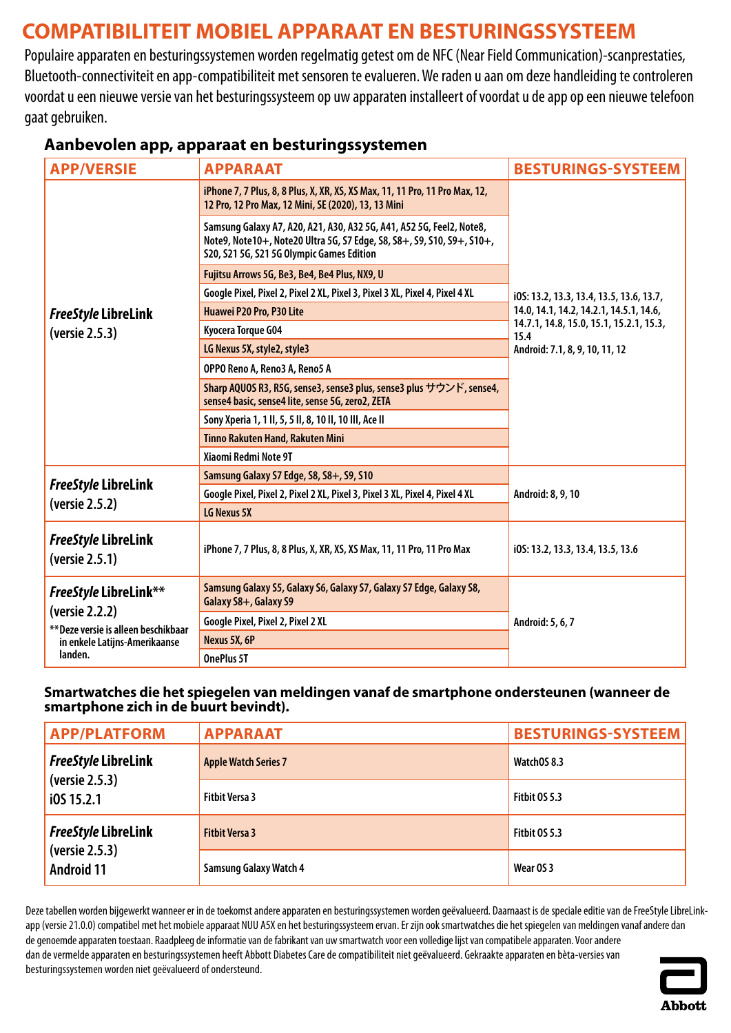# COMPATIBILITEIT MOBIEL APPARAAT EN BESTURINGSSYSTEEM

Populaire apparaten en besturingssystemen worden regelmatig getest om de NFC (Near Field Communication)-scanprestaties, Bluetooth-connectiviteit en app-compatibiliteit met sensoren te evalueren. We raden u aan om deze handleiding te controleren voordat u een nieuwe versie van het besturingssysteem op uw apparaten installeert of voordat u de app op een nieuwe telefoon gaat gebruiken.

## Aanbevolen app, apparaat en besturingssystemen

| APP/VERSIE | APPARAAT | BESTURINGS-SYSTEEM |
|---|---|---|
| *FreeStyle* LibreLink (versie 2.5.3) | iPhone 7, 7 Plus, 8, 8 Plus, X, XR, XS, XS Max, 11, 11 Pro, 11 Pro Max, 12, 12 Pro, 12 Pro Max, 12 Mini, SE (2020), 13, 13 Mini | iOS: 13.2, 13.3, 13.4, 13.5, 13.6, 13.7, 14.0, 14.1, 14.2, 14.2.1, 14.5.1, 14.6, 14.7.1, 14.8, 15.0, 15.1, 15.2.1, 15.3, 15.4<br>Android: 7.1, 8, 9, 10, 11, 12 |
| | Samsung Galaxy A7, A20, A21, A30, A32 5G, A41, A52 5G, Feel2, Note8, Note9, Note10+, Note20 Ultra 5G, S7 Edge, S8, S8+, S9, S10, S9+, S10+, S20, S21 5G, S21 5G Olympic Games Edition | |
| | Fujitsu Arrows 5G, Be3, Be4, Be4 Plus, NX9, U | |
| | Google Pixel, Pixel 2, Pixel 2 XL, Pixel 3, Pixel 3 XL, Pixel 4, Pixel 4 XL | |
| | Huawei P20 Pro, P30 Lite | |
| | Kyocera Torque G04 | |
| | LG Nexus 5X, style2, style3 | |
| | OPPO Reno A, Reno3 A, Reno5 A | |
| | Sharp AQUOS R3, R5G, sense3, sense3 plus, sense3 plus サウンド, sense4, sense4 basic, sense4 lite, sense 5G, zero2, ZETA | |
| | Sony Xperia 1, 1 II, 5, 5 II, 8, 10 II, 10 III, Ace II | |
| | Tinno Rakuten Hand, Rakuten Mini | |
| | Xiaomi Redmi Note 9T | |
| *FreeStyle* LibreLink (versie 2.5.2) | Samsung Galaxy S7 Edge, S8, S8+, S9, S10 | Android: 8, 9, 10 |
| | Google Pixel, Pixel 2, Pixel 2 XL, Pixel 3, Pixel 3 XL, Pixel 4, Pixel 4 XL | |
| | LG Nexus 5X | |
| *FreeStyle* LibreLink (versie 2.5.1) | iPhone 7, 7 Plus, 8, 8 Plus, X, XR, XS, XS Max, 11, 11 Pro, 11 Pro Max | iOS: 13.2, 13.3, 13.4, 13.5, 13.6 |
| *FreeStyle* LibreLink** (versie 2.2.2)<br>**Deze versie is alleen beschikbaar in enkele Latijns-Amerikaanse landen. | Samsung Galaxy S5, Galaxy S6, Galaxy S7, Galaxy S7 Edge, Galaxy S8, Galaxy S8+, Galaxy S9 | Android: 5, 6, 7 |
| | Google Pixel, Pixel 2, Pixel 2 XL | |
| | Nexus 5X, 6P | |
| | OnePlus 5T | |

## Smartwatches die het spiegelen van meldingen vanaf de smartphone ondersteunen (wanneer de smartphone zich in de buurt bevindt).

| APP/PLATFORM | APPARAAT | BESTURINGS-SYSTEEM |
|---|---|---|
| *FreeStyle* LibreLink (versie 2.5.3) iOS 15.2.1 | Apple Watch Series 7 | WatchOS 8.3 |
| | Fitbit Versa 3 | Fitbit OS 5.3 |
| *FreeStyle* LibreLink (versie 2.5.3) Android 11 | Fitbit Versa 3 | Fitbit OS 5.3 |
| | Samsung Galaxy Watch 4 | Wear OS 3 |

Deze tabellen worden bijgewerkt wanneer er in de toekomst andere apparaten en besturingssystemen worden geëvalueerd. Daarnaast is de speciale editie van de FreeStyle LibreLink-app (versie 21.0.0) compatibel met het mobiele apparaat NUU A5X en het besturingssysteem ervan. Er zijn ook smartwatches die het spiegelen van meldingen vanaf andere dan de genoemde apparaten toestaan. Raadpleeg de informatie van de fabrikant van uw smartwatch voor een volledige lijst van compatibele apparaten. Voor andere dan de vermelde apparaten en besturingssystemen heeft Abbott Diabetes Care de compatibiliteit niet geëvalueerd. Gekraakte apparaten en bèta-versies van besturingssystemen worden niet geëvalueerd of ondersteund.

Abbott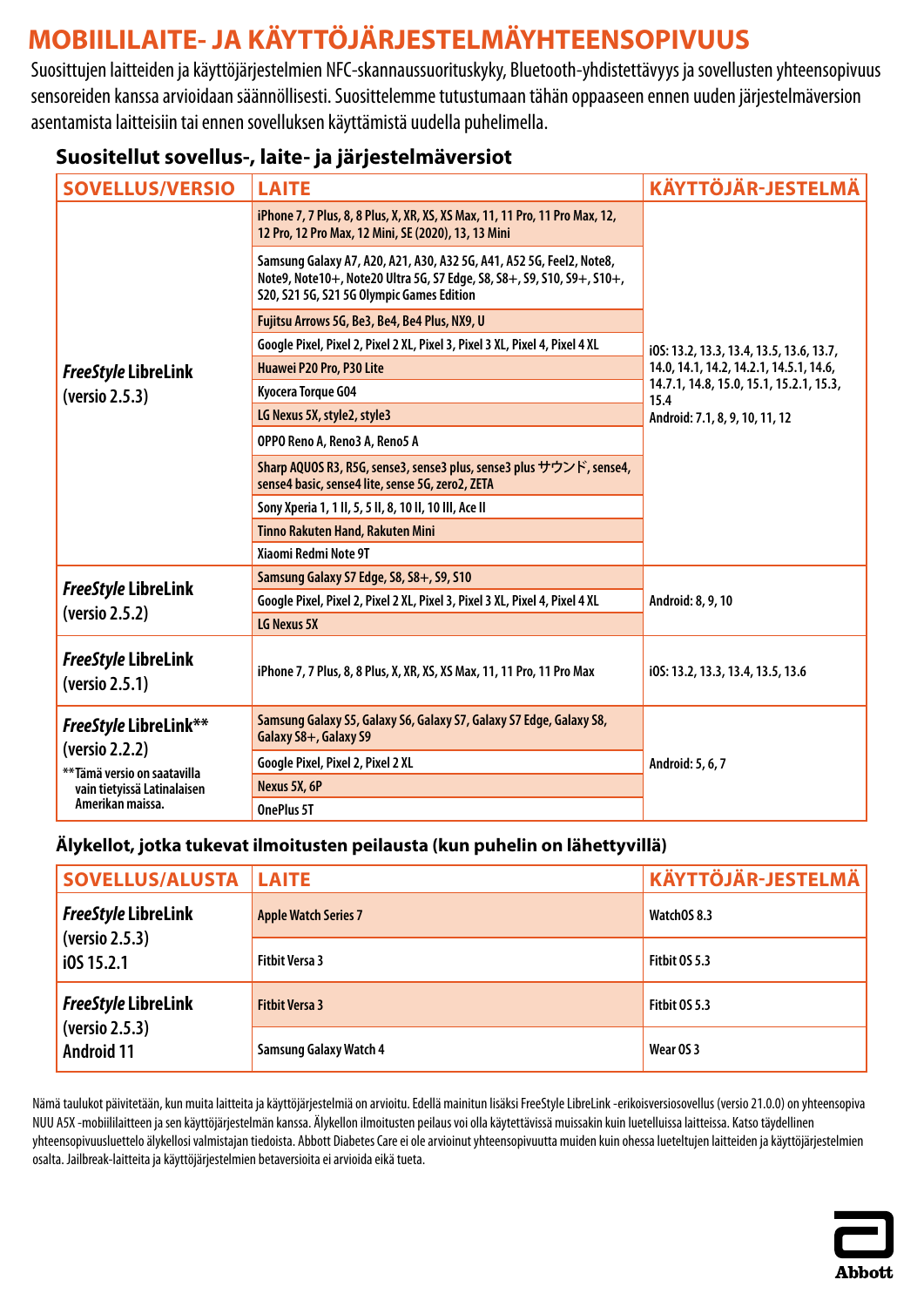# MOBIILILAITE- JA KÄYTTÖJÄRJESTELMÄYHTEENSOPIVUUS

Suosittujen laitteiden ja käyttöjärjestelmien NFC-skannaussuorituskyky, Bluetooth-yhdistettävyys ja sovellusten yhteensopivuus sensoreiden kanssa arvioidaan säännöllisesti. Suosittelemme tutustumaan tähän oppaaseen ennen uuden järjestelmäversion asentamista laitteisiin tai ennen sovelluksen käyttämistä uudella puhelimella.

## Suositellut sovellus-, laite- ja järjestelmäversiot

| SOVELLUS/VERSIO | LAITE | KÄYTTÖJÄR-JESTELMÄ |
|---|---|---|
| *FreeStyle* LibreLink (versio 2.5.3) | iPhone 7, 7 Plus, 8, 8 Plus, X, XR, XS, XS Max, 11, 11 Pro, 11 Pro Max, 12, 12 Pro, 12 Pro Max, 12 Mini, SE (2020), 13, 13 Mini | iOS: 13.2, 13.3, 13.4, 13.5, 13.6, 13.7, 14.0, 14.1, 14.2, 14.2.1, 14.5.1, 14.6, 14.7.1, 14.8, 15.0, 15.1, 15.2.1, 15.3, 15.4<br>Android: 7.1, 8, 9, 10, 11, 12 |
| | Samsung Galaxy A7, A20, A21, A30, A32 5G, A41, A52 5G, Feel2, Note8, Note9, Note10+, Note20 Ultra 5G, S7 Edge, S8, S8+, S9, S10, S9+, S10+, S20, S21 5G, S21 5G Olympic Games Edition | |
| | Fujitsu Arrows 5G, Be3, Be4, Be4 Plus, NX9, U | |
| | Google Pixel, Pixel 2, Pixel 2 XL, Pixel 3, Pixel 3 XL, Pixel 4, Pixel 4 XL | |
| | Huawei P20 Pro, P30 Lite | |
| | Kyocera Torque G04 | |
| | LG Nexus 5X, style2, style3 | |
| | OPPO Reno A, Reno3 A, Reno5 A | |
| | Sharp AQUOS R3, R5G, sense3, sense3 plus, sense3 plus サウンド, sense4, sense4 basic, sense4 lite, sense 5G, zero2, ZETA | |
| | Sony Xperia 1, 1 II, 5, 5 II, 8, 10 II, 10 III, Ace II | |
| | Tinno Rakuten Hand, Rakuten Mini | |
| | Xiaomi Redmi Note 9T | |
| *FreeStyle* LibreLink (versio 2.5.2) | Samsung Galaxy S7 Edge, S8, S8+, S9, S10 | Android: 8, 9, 10 |
| | Google Pixel, Pixel 2, Pixel 2 XL, Pixel 3, Pixel 3 XL, Pixel 4, Pixel 4 XL | |
| | LG Nexus 5X | |
| *FreeStyle* LibreLink (versio 2.5.1) | iPhone 7, 7 Plus, 8, 8 Plus, X, XR, XS, XS Max, 11, 11 Pro, 11 Pro Max | iOS: 13.2, 13.3, 13.4, 13.5, 13.6 |
| *FreeStyle* LibreLink** (versio 2.2.2)<br>**Tämä versio on saatavilla vain tietyissä Latinalaisen Amerikan maissa. | Samsung Galaxy S5, Galaxy S6, Galaxy S7, Galaxy S7 Edge, Galaxy S8, Galaxy S8+, Galaxy S9 | Android: 5, 6, 7 |
| | Google Pixel, Pixel 2, Pixel 2 XL | |
| | Nexus 5X, 6P | |
| | OnePlus 5T | |

## Älykellot, jotka tukevat ilmoitusten peilausta (kun puhelin on lähettyvillä)

| SOVELLUS/ALUSTA | LAITE | KÄYTTÖJÄR-JESTELMÄ |
|---|---|---|
| *FreeStyle* LibreLink (versio 2.5.3) iOS 15.2.1 | Apple Watch Series 7 | WatchOS 8.3 |
| | Fitbit Versa 3 | Fitbit OS 5.3 |
| *FreeStyle* LibreLink (versio 2.5.3) Android 11 | Fitbit Versa 3 | Fitbit OS 5.3 |
| | Samsung Galaxy Watch 4 | Wear OS 3 |

Nämä taulukot päivitetään, kun muita laitteita ja käyttöjärjestelmiä on arvioitu. Edellä mainitun lisäksi FreeStyle LibreLink -erikoisversiosovellus (versio 21.0.0) on yhteensopiva NUU A5X -mobiililaitteen ja sen käyttöjärjestelmän kanssa. Älykellon ilmoitusten peilaus voi olla käytettävissä muissakin kuin luetelluissa laitteissa. Katso täydellinen yhteensopivuusluettelo älykellosi valmistajan tiedoista. Abbott Diabetes Care ei ole arvioinut yhteensopivuutta muiden kuin ohessa lueteltujen laitteiden ja käyttöjärjestelmien osalta. Jailbreak-laitteita ja käyttöjärjestelmien betaversioita ei arvioida eikä tueta.

Abbott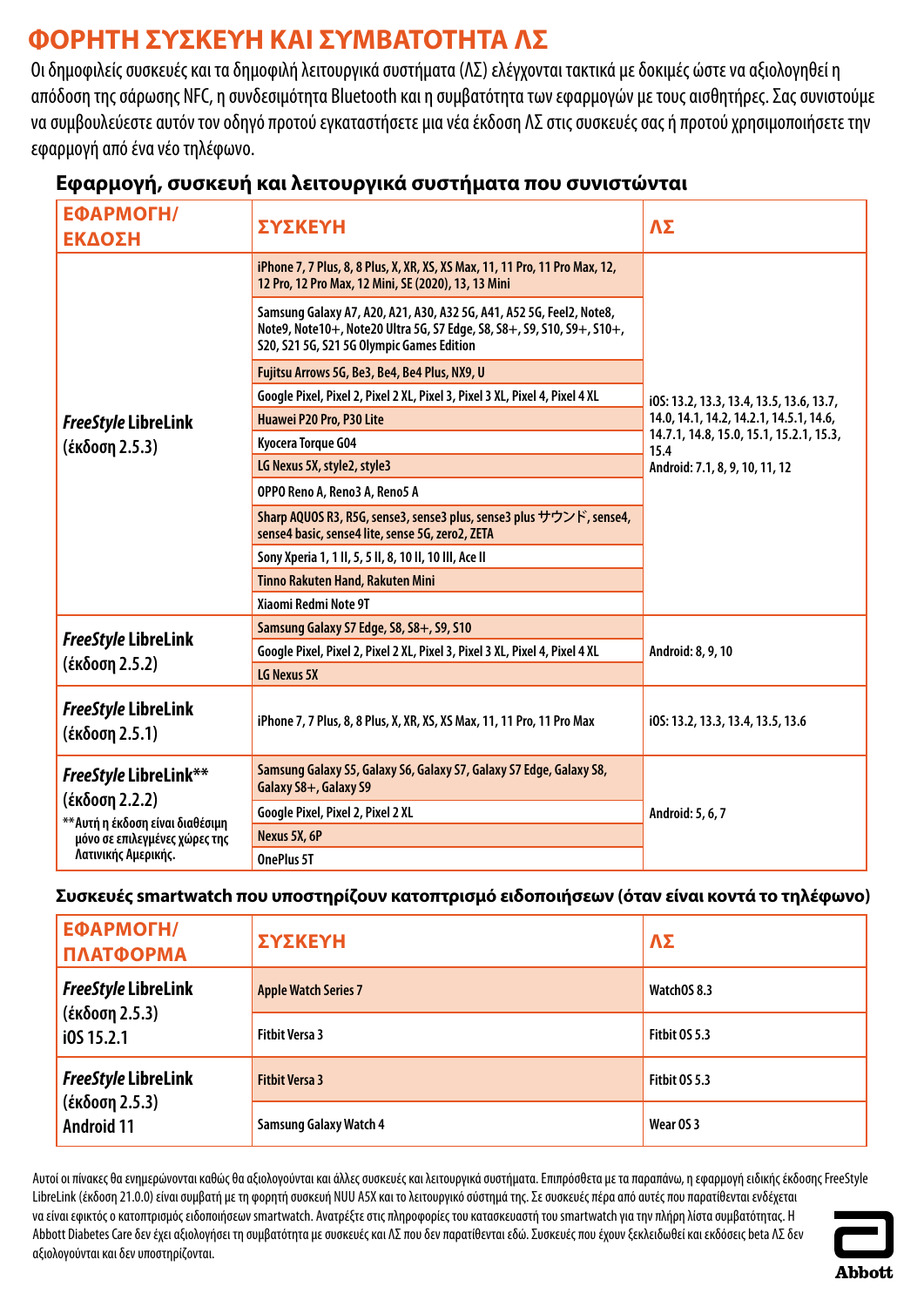# ΦΟΡΗΤΗ ΣΥΣΚΕΥΗ ΚΑΙ ΣΥΜΒΑΤΟΤΗΤΑ ΛΣ

Οι δημοφιλείς συσκευές και τα δημοφιλή λειτουργικά συστήματα (ΛΣ) ελέγχονται τακτικά με δοκιμές ώστε να αξιολογηθεί η απόδοση της σάρωσης NFC, η συνδεσιμότητα Bluetooth και η συμβατότητα των εφαρμογών με τους αισθητήρες. Σας συνιστούμε να συμβουλεύεστε αυτόν τον οδηγό προτού εγκαταστήσετε μια νέα έκδοση ΛΣ στις συσκευές σας ή προτού χρησιμοποιήσετε την εφαρμογή από ένα νέο τηλέφωνο.

## Εφαρμογή, συσκευή και λειτουργικά συστήματα που συνιστώνται

| ΕΦΑΡΜΟΓΗ/ ΕΚΔΟΣΗ | ΣΥΣΚΕΥΗ | ΛΣ |
|---|---|---|
| *FreeStyle* LibreLink (έκδοση 2.5.3) | iPhone 7, 7 Plus, 8, 8 Plus, X, XR, XS, XS Max, 11, 11 Pro, 11 Pro Max, 12, 12 Pro, 12 Pro Max, 12 Mini, SE (2020), 13, 13 Mini | iOS: 13.2, 13.3, 13.4, 13.5, 13.6, 13.7, 14.0, 14.1, 14.2, 14.2.1, 14.5.1, 14.6, 14.7.1, 14.8, 15.0, 15.1, 15.2.1, 15.3, 15.4<br>Android: 7.1, 8, 9, 10, 11, 12 |
| | Samsung Galaxy A7, A20, A21, A30, A32 5G, A41, A52 5G, Feel2, Note8, Note9, Note10+, Note20 Ultra 5G, S7 Edge, S8, S8+, S9, S10, S9+, S10+, S20, S21 5G, S21 5G Olympic Games Edition | |
| | Fujitsu Arrows 5G, Be3, Be4, Be4 Plus, NX9, U | |
| | Google Pixel, Pixel 2, Pixel 2 XL, Pixel 3, Pixel 3 XL, Pixel 4, Pixel 4 XL | |
| | Huawei P20 Pro, P30 Lite | |
| | Kyocera Torque G04 | |
| | LG Nexus 5X, style2, style3 | |
| | OPPO Reno A, Reno3 A, Reno5 A | |
| | Sharp AQUOS R3, R5G, sense3, sense3 plus, sense3 plus サウンド, sense4, sense4 basic, sense4 lite, sense 5G, zero2, ZETA | |
| | Sony Xperia 1, 1 II, 5, 5 II, 8, 10 II, 10 III, Ace II | |
| | Tinno Rakuten Hand, Rakuten Mini | |
| | Xiaomi Redmi Note 9T | |
| *FreeStyle* LibreLink (έκδοση 2.5.2) | Samsung Galaxy S7 Edge, S8, S8+, S9, S10 | Android: 8, 9, 10 |
| | Google Pixel, Pixel 2, Pixel 2 XL, Pixel 3, Pixel 3 XL, Pixel 4, Pixel 4 XL | |
| | LG Nexus 5X | |
| *FreeStyle* LibreLink (έκδοση 2.5.1) | iPhone 7, 7 Plus, 8, 8 Plus, X, XR, XS, XS Max, 11, 11 Pro, 11 Pro Max | iOS: 13.2, 13.3, 13.4, 13.5, 13.6 |
| *FreeStyle* LibreLink** (έκδοση 2.2.2)<br>**Αυτή η έκδοση είναι διαθέσιμη μόνο σε επιλεγμένες χώρες της Λατινικής Αμερικής. | Samsung Galaxy S5, Galaxy S6, Galaxy S7, Galaxy S7 Edge, Galaxy S8, Galaxy S8+, Galaxy S9 | Android: 5, 6, 7 |
| | Google Pixel, Pixel 2, Pixel 2 XL | |
| | Nexus 5X, 6P | |
| | OnePlus 5T | |

## Συσκευές smartwatch που υποστηρίζουν κατοπτρισμό ειδοποιήσεων (όταν είναι κοντά το τηλέφωνο)

| ΕΦΑΡΜΟΓΗ/ ΠΛΑΤΦΟΡΜΑ | ΣΥΣΚΕΥΗ | ΛΣ |
|---|---|---|
| *FreeStyle* LibreLink (έκδοση 2.5.3) iOS 15.2.1 | Apple Watch Series 7 | WatchOS 8.3 |
| | Fitbit Versa 3 | Fitbit OS 5.3 |
| *FreeStyle* LibreLink (έκδοση 2.5.3) Android 11 | Fitbit Versa 3 | Fitbit OS 5.3 |
| | Samsung Galaxy Watch 4 | Wear OS 3 |

Αυτοί οι πίνακες θα ενημερώνονται καθώς θα αξιολογούνται και άλλες συσκευές και λειτουργικά συστήματα. Επιπρόσθετα με τα παραπάνω, η εφαρμογή ειδικής έκδοσης FreeStyle LibreLink (έκδοση 21.0.0) είναι συμβατή με τη φορητή συσκευή NUU A5X και το λειτουργικό σύστημά της. Σε συσκευές πέρα από αυτές που παρατίθενται ενδέχεται να είναι εφικτός ο κατοπτρισμός ειδοποιήσεων smartwatch. Ανατρέξτε στις πληροφορίες του κατασκευαστή του smartwatch για την πλήρη λίστα συμβατότητας. Η Abbott Diabetes Care δεν έχει αξιολογήσει τη συμβατότητα με συσκευές και ΛΣ που δεν παρατίθενται εδώ. Συσκευές που έχουν ξεκλειδωθεί και εκδόσεις beta ΛΣ δεν αξιολογούνται και δεν υποστηρίζονται.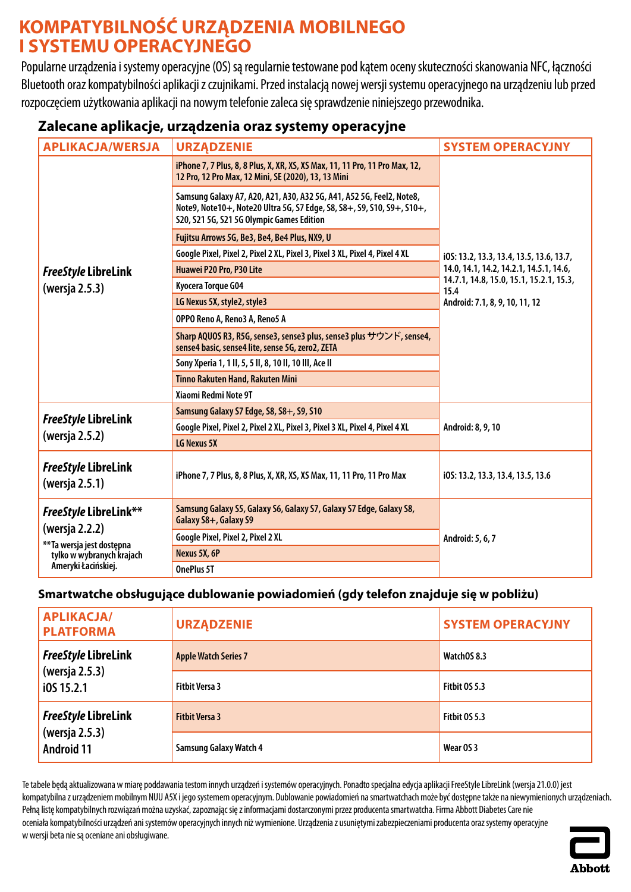# KOMPATYBILNOŚĆ URZĄDZENIA MOBILNEGO I SYSTEMU OPERACYJNEGO

Popularne urządzenia i systemy operacyjne (OS) są regularnie testowane pod kątem oceny skuteczności skanowania NFC, łączności Bluetooth oraz kompatybilności aplikacji z czujnikami. Przed instalacją nowej wersji systemu operacyjnego na urządzeniu lub przed rozpoczęciem użytkowania aplikacji na nowym telefonie zaleca się sprawdzenie niniejszego przewodnika.

## Zalecane aplikacje, urządzenia oraz systemy operacyjne

| APLIKACJA/WERSJA | URZĄDZENIE | SYSTEM OPERACYJNY |
|---|---|---|
| *FreeStyle* LibreLink (wersja 2.5.3) | iPhone 7, 7 Plus, 8, 8 Plus, X, XR, XS, XS Max, 11, 11 Pro, 11 Pro Max, 12, 12 Pro, 12 Pro Max, 12 Mini, SE (2020), 13, 13 Mini | iOS: 13.2, 13.3, 13.4, 13.5, 13.6, 13.7, 14.0, 14.1, 14.2, 14.2.1, 14.5.1, 14.6, 14.7.1, 14.8, 15.0, 15.1, 15.2.1, 15.3, 15.4<br>Android: 7.1, 8, 9, 10, 11, 12 |
| | Samsung Galaxy A7, A20, A21, A30, A32 5G, A41, A52 5G, Feel2, Note8, Note9, Note10+, Note20 Ultra 5G, S7 Edge, S8, S8+, S9, S10, S9+, S10+, S20, S21 5G, S21 5G Olympic Games Edition | |
| | Fujitsu Arrows 5G, Be3, Be4, Be4 Plus, NX9, U | |
| | Google Pixel, Pixel 2, Pixel 2 XL, Pixel 3, Pixel 3 XL, Pixel 4, Pixel 4 XL | |
| | Huawei P20 Pro, P30 Lite | |
| | Kyocera Torque G04 | |
| | LG Nexus 5X, style2, style3 | |
| | OPPO Reno A, Reno3 A, Reno5 A | |
| | Sharp AQUOS R3, R5G, sense3, sense3 plus, sense3 plus サウンド, sense4, sense4 basic, sense4 lite, sense 5G, zero2, ZETA | |
| | Sony Xperia 1, 1 II, 5, 5 II, 8, 10 II, 10 III, Ace II | |
| | Tinno Rakuten Hand, Rakuten Mini | |
| | Xiaomi Redmi Note 9T | |
| *FreeStyle* LibreLink (wersja 2.5.2) | Samsung Galaxy S7 Edge, S8, S8+, S9, S10 | Android: 8, 9, 10 |
| | Google Pixel, Pixel 2, Pixel 2 XL, Pixel 3, Pixel 3 XL, Pixel 4, Pixel 4 XL | |
| | LG Nexus 5X | |
| *FreeStyle* LibreLink (wersja 2.5.1) | iPhone 7, 7 Plus, 8, 8 Plus, X, XR, XS, XS Max, 11, 11 Pro, 11 Pro Max | iOS: 13.2, 13.3, 13.4, 13.5, 13.6 |
| *FreeStyle* LibreLink** (wersja 2.2.2)<br>**Ta wersja jest dostępna tylko w wybranych krajach Ameryki Łacińskiej. | Samsung Galaxy S5, Galaxy S6, Galaxy S7, Galaxy S7 Edge, Galaxy S8, Galaxy S8+, Galaxy S9 | Android: 5, 6, 7 |
| | Google Pixel, Pixel 2, Pixel 2 XL | |
| | Nexus 5X, 6P | |
| | OnePlus 5T | |

## Smartwatche obsługujące dublowanie powiadomień (gdy telefon znajduje się w pobliżu)

| APLIKACJA/ PLATFORMA | URZĄDZENIE | SYSTEM OPERACYJNY |
|---|---|---|
| *FreeStyle* LibreLink (wersja 2.5.3) iOS 15.2.1 | Apple Watch Series 7 | WatchOS 8.3 |
| | Fitbit Versa 3 | Fitbit OS 5.3 |
| *FreeStyle* LibreLink (wersja 2.5.3) Android 11 | Fitbit Versa 3 | Fitbit OS 5.3 |
| | Samsung Galaxy Watch 4 | Wear OS 3 |

Te tabele będą aktualizowana w miarę poddawania testom innych urządzeń i systemów operacyjnych. Ponadto specjalna edycja aplikacji FreeStyle LibreLink (wersja 21.0.0) jest kompatybilna z urządzeniem mobilnym NUU A5X i jego systemem operacyjnym. Dublowanie powiadomień na smartwatchach może być dostępne także na niewymienionych urządzeniach. Pełną listę kompatybilnych rozwiązań można uzyskać, zapoznając się z informacjami dostarczonymi przez producenta smartwatcha. Firma Abbott Diabetes Care nie oceniała kompatybilności urządzeń ani systemów operacyjnych innych niż wymienione. Urządzenia z usuniętymi zabezpieczeniami producenta oraz systemy operacyjne w wersji beta nie są oceniane ani obsługiwane.

Abbott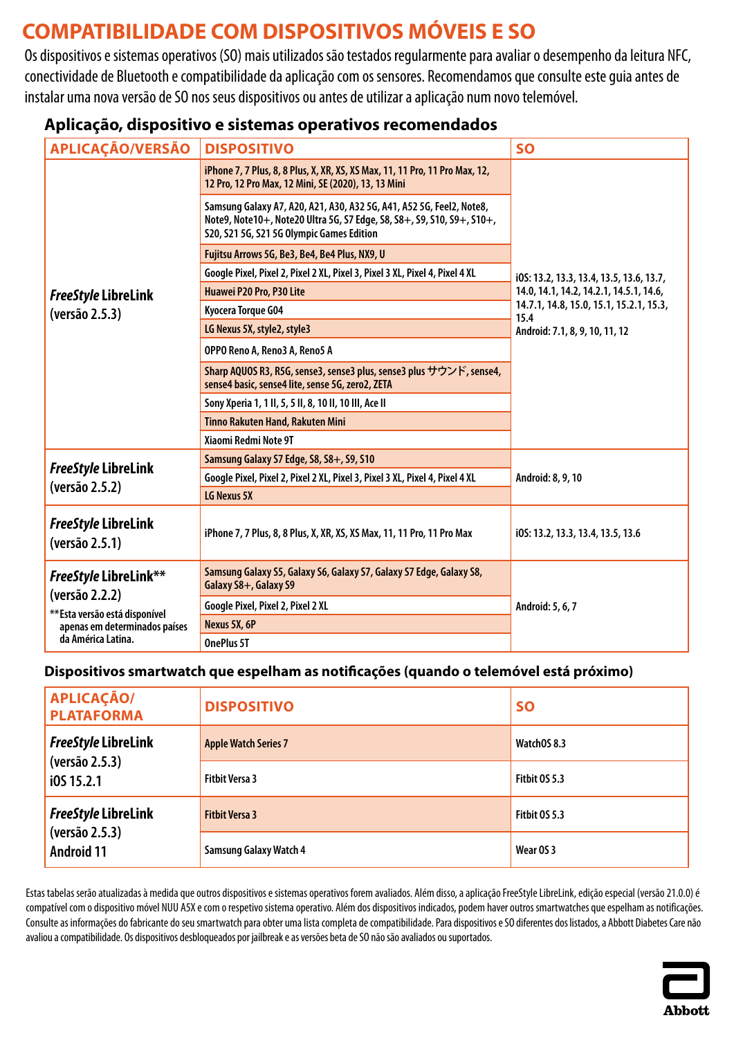# COMPATIBILIDADE COM DISPOSITIVOS MÓVEIS E SO

Os dispositivos e sistemas operativos (SO) mais utilizados são testados regularmente para avaliar o desempenho da leitura NFC, conectividade de Bluetooth e compatibilidade da aplicação com os sensores. Recomendamos que consulte este guia antes de instalar uma nova versão de SO nos seus dispositivos ou antes de utilizar a aplicação num novo telemóvel.

## Aplicação, dispositivo e sistemas operativos recomendados

| APLICAÇÃO/VERSÃO | DISPOSITIVO | SO |
|---|---|---|
| *FreeStyle* LibreLink (versão 2.5.3) | iPhone 7, 7 Plus, 8, 8 Plus, X, XR, XS, XS Max, 11, 11 Pro, 11 Pro Max, 12, 12 Pro, 12 Pro Max, 12 Mini, SE (2020), 13, 13 Mini | iOS: 13.2, 13.3, 13.4, 13.5, 13.6, 13.7, 14.0, 14.1, 14.2, 14.2.1, 14.5.1, 14.6, 14.7.1, 14.8, 15.0, 15.1, 15.2.1, 15.3, 15.4<br>Android: 7.1, 8, 9, 10, 11, 12 |
| | Samsung Galaxy A7, A20, A21, A30, A32 5G, A41, A52 5G, Feel2, Note8, Note9, Note10+, Note20 Ultra 5G, S7 Edge, S8, S8+, S9, S10, S9+, S10+, S20, S21 5G, S21 5G Olympic Games Edition | |
| | Fujitsu Arrows 5G, Be3, Be4, Be4 Plus, NX9, U | |
| | Google Pixel, Pixel 2, Pixel 2 XL, Pixel 3, Pixel 3 XL, Pixel 4, Pixel 4 XL | |
| | Huawei P20 Pro, P30 Lite | |
| | Kyocera Torque G04 | |
| | LG Nexus 5X, style2, style3 | |
| | OPPO Reno A, Reno3 A, Reno5 A | |
| | Sharp AQUOS R3, R5G, sense3, sense3 plus, sense3 plus サウンド, sense4, sense4 basic, sense4 lite, sense 5G, zero2, ZETA | |
| | Sony Xperia 1, 1 II, 5, 5 II, 8, 10 II, 10 III, Ace II | |
| | Tinno Rakuten Hand, Rakuten Mini | |
| | Xiaomi Redmi Note 9T | |
| *FreeStyle* LibreLink (versão 2.5.2) | Samsung Galaxy S7 Edge, S8, S8+, S9, S10 | Android: 8, 9, 10 |
| | Google Pixel, Pixel 2, Pixel 2 XL, Pixel 3, Pixel 3 XL, Pixel 4, Pixel 4 XL | |
| | LG Nexus 5X | |
| *FreeStyle* LibreLink (versão 2.5.1) | iPhone 7, 7 Plus, 8, 8 Plus, X, XR, XS, XS Max, 11, 11 Pro, 11 Pro Max | iOS: 13.2, 13.3, 13.4, 13.5, 13.6 |
| *FreeStyle* LibreLink** (versão 2.2.2)<br>**Esta versão está disponível apenas em determinados países da América Latina. | Samsung Galaxy S5, Galaxy S6, Galaxy S7, Galaxy S7 Edge, Galaxy S8, Galaxy S8+, Galaxy S9 | Android: 5, 6, 7 |
| | Google Pixel, Pixel 2, Pixel 2 XL | |
| | Nexus 5X, 6P | |
| | OnePlus 5T | |

## Dispositivos smartwatch que espelham as notificações (quando o telemóvel está próximo)

| APLICAÇÃO/ PLATAFORMA | DISPOSITIVO | SO |
|---|---|---|
| *FreeStyle* LibreLink (versão 2.5.3) iOS 15.2.1 | Apple Watch Series 7 | WatchOS 8.3 |
| | Fitbit Versa 3 | Fitbit OS 5.3 |
| *FreeStyle* LibreLink (versão 2.5.3) Android 11 | Fitbit Versa 3 | Fitbit OS 5.3 |
| | Samsung Galaxy Watch 4 | Wear OS 3 |

Estas tabelas serão atualizadas à medida que outros dispositivos e sistemas operativos forem avaliados. Além disso, a aplicação FreeStyle LibreLink, edição especial (versão 21.0.0) é compatível com o dispositivo móvel NUU A5X e com o respetivo sistema operativo. Além dos dispositivos indicados, podem haver outros smartwatches que espelham as notificações. Consulte as informações do fabricante do seu smartwatch para obter uma lista completa de compatibilidade. Para dispositivos e SO diferentes dos listados, a Abbott Diabetes Care não avaliou a compatibilidade. Os dispositivos desbloqueados por jailbreak e as versões beta de SO não são avaliados ou suportados.

Abbott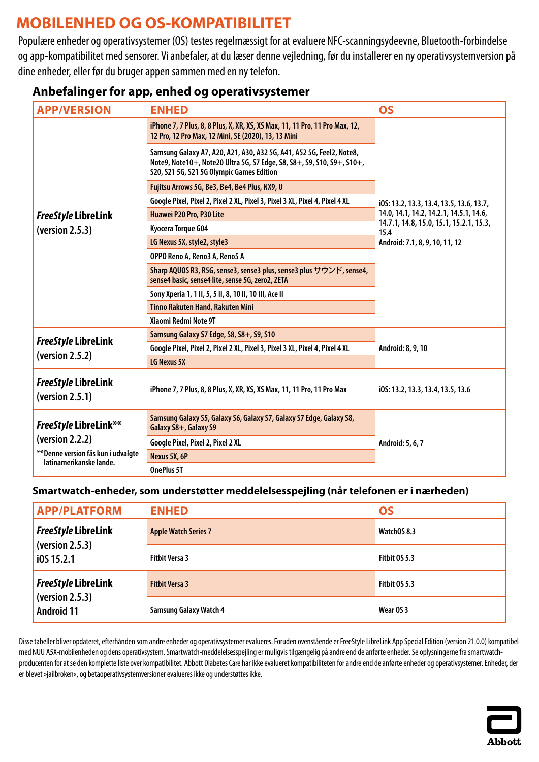# MOBILENHED OG OS-KOMPATIBILITET

Populære enheder og operativsystemer (OS) testes regelmæssigt for at evaluere NFC-scanningsydeevne, Bluetooth-forbindelse og app-kompatibilitet med sensorer. Vi anbefaler, at du læser denne vejledning, før du installerer en ny operativsystemversion på dine enheder, eller før du bruger appen sammen med en ny telefon.

## Anbefalinger for app, enhed og operativsystemer

| APP/VERSION | ENHED | OS |
|---|---|---|
| *FreeStyle* LibreLink (version 2.5.3) | iPhone 7, 7 Plus, 8, 8 Plus, X, XR, XS, XS Max, 11, 11 Pro, 11 Pro Max, 12, 12 Pro, 12 Pro Max, 12 Mini, SE (2020), 13, 13 Mini | iOS: 13.2, 13.3, 13.4, 13.5, 13.6, 13.7, 14.0, 14.1, 14.2, 14.2.1, 14.5.1, 14.6, 14.7.1, 14.8, 15.0, 15.1, 15.2.1, 15.3, 15.4<br>Android: 7.1, 8, 9, 10, 11, 12 |
| | Samsung Galaxy A7, A20, A21, A30, A32 5G, A41, A52 5G, Feel2, Note8, Note9, Note10+, Note20 Ultra 5G, S7 Edge, S8, S8+, S9, S10, S9+, S10+, S20, S21 5G, S21 5G Olympic Games Edition | |
| | Fujitsu Arrows 5G, Be3, Be4, Be4 Plus, NX9, U | |
| | Google Pixel, Pixel 2, Pixel 2 XL, Pixel 3, Pixel 3 XL, Pixel 4, Pixel 4 XL | |
| | Huawei P20 Pro, P30 Lite | |
| | Kyocera Torque G04 | |
| | LG Nexus 5X, style2, style3 | |
| | OPPO Reno A, Reno3 A, Reno5 A | |
| | Sharp AQUOS R3, R5G, sense3, sense3 plus, sense3 plus サウンド, sense4, sense4 basic, sense4 lite, sense 5G, zero2, ZETA | |
| | Sony Xperia 1, 1 II, 5, 5 II, 8, 10 II, 10 III, Ace II | |
| | Tinno Rakuten Hand, Rakuten Mini | |
| | Xiaomi Redmi Note 9T | |
| *FreeStyle* LibreLink (version 2.5.2) | Samsung Galaxy S7 Edge, S8, S8+, S9, S10 | Android: 8, 9, 10 |
| | Google Pixel, Pixel 2, Pixel 2 XL, Pixel 3, Pixel 3 XL, Pixel 4, Pixel 4 XL | |
| | LG Nexus 5X | |
| *FreeStyle* LibreLink (version 2.5.1) | iPhone 7, 7 Plus, 8, 8 Plus, X, XR, XS, XS Max, 11, 11 Pro, 11 Pro Max | iOS: 13.2, 13.3, 13.4, 13.5, 13.6 |
| *FreeStyle* LibreLink** (version 2.2.2)<br>**Denne version fås kun i udvalgte latinamerikanske lande. | Samsung Galaxy S5, Galaxy S6, Galaxy S7, Galaxy S7 Edge, Galaxy S8, Galaxy S8+, Galaxy S9 | Android: 5, 6, 7 |
| | Google Pixel, Pixel 2, Pixel 2 XL | |
| | Nexus 5X, 6P | |
| | OnePlus 5T | |

## Smartwatch-enheder, som understøtter meddelelsesspejling (når telefonen er i nærheden)

| APP/PLATFORM | ENHED | OS |
|---|---|---|
| *FreeStyle* LibreLink (version 2.5.3) iOS 15.2.1 | Apple Watch Series 7 | WatchOS 8.3 |
| | Fitbit Versa 3 | Fitbit OS 5.3 |
| *FreeStyle* LibreLink (version 2.5.3) Android 11 | Fitbit Versa 3 | Fitbit OS 5.3 |
| | Samsung Galaxy Watch 4 | Wear OS 3 |

Disse tabeller bliver opdateret, efterhånden som andre enheder og operativsystemer evalueres. Foruden ovenstående er FreeStyle LibreLink App Special Edition (version 21.0.0) kompatibel med NUU A5X-mobilenheden og dens operativsystem. Smartwatch-meddelelsesspejling er muligvis tilgængelig på andre end de anførte enheder. Se oplysningerne fra smartwatch-producenten for at se den komplette liste over kompatibilitet. Abbott Diabetes Care har ikke evalueret kompatibiliteten for andre end de anførte enheder og operativsystemer. Enheder, der er blevet »jailbroken«, og betaoperativsystemversioner evalueres ikke og understøttes ikke.

Abbott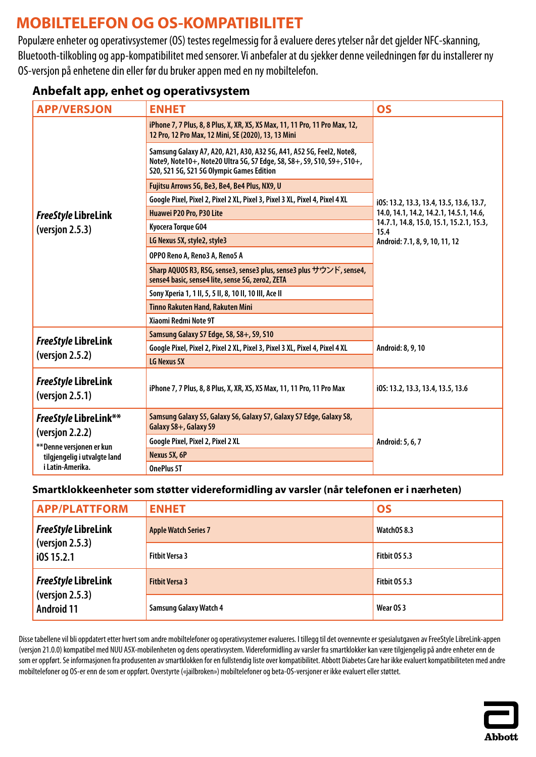# MOBILTELEFON OG OS-KOMPATIBILITET

Populære enheter og operativsystemer (OS) testes regelmessig for å evaluere deres ytelser når det gjelder NFC-skanning, Bluetooth-tilkobling og app-kompatibilitet med sensorer. Vi anbefaler at du sjekker denne veiledningen før du installerer ny OS-versjon på enhetene din eller før du bruker appen med en ny mobiltelefon.

## Anbefalt app, enhet og operativsystem

| APP/VERSJON | ENHET | OS |
|---|---|---|
| *FreeStyle* LibreLink (versjon 2.5.3) | iPhone 7, 7 Plus, 8, 8 Plus, X, XR, XS, XS Max, 11, 11 Pro, 11 Pro Max, 12, 12 Pro, 12 Pro Max, 12 Mini, SE (2020), 13, 13 Mini | iOS: 13.2, 13.3, 13.4, 13.5, 13.6, 13.7, 14.0, 14.1, 14.2, 14.2.1, 14.5.1, 14.6, 14.7.1, 14.8, 15.0, 15.1, 15.2.1, 15.3, 15.4<br>Android: 7.1, 8, 9, 10, 11, 12 |
| | Samsung Galaxy A7, A20, A21, A30, A32 5G, A41, A52 5G, Feel2, Note8, Note9, Note10+, Note20 Ultra 5G, S7 Edge, S8, S8+, S9, S10, S9+, S10+, S20, S21 5G, S21 5G Olympic Games Edition | |
| | Fujitsu Arrows 5G, Be3, Be4, Be4 Plus, NX9, U | |
| | Google Pixel, Pixel 2, Pixel 2 XL, Pixel 3, Pixel 3 XL, Pixel 4, Pixel 4 XL | |
| | Huawei P20 Pro, P30 Lite | |
| | Kyocera Torque G04 | |
| | LG Nexus 5X, style2, style3 | |
| | OPPO Reno A, Reno3 A, Reno5 A | |
| | Sharp AQUOS R3, R5G, sense3, sense3 plus, sense3 plus サウンド, sense4, sense4 basic, sense4 lite, sense 5G, zero2, ZETA | |
| | Sony Xperia 1, 1 II, 5, 5 II, 8, 10 II, 10 III, Ace II | |
| | Tinno Rakuten Hand, Rakuten Mini | |
| | Xiaomi Redmi Note 9T | |
| *FreeStyle* LibreLink (versjon 2.5.2) | Samsung Galaxy S7 Edge, S8, S8+, S9, S10 | Android: 8, 9, 10 |
| | Google Pixel, Pixel 2, Pixel 2 XL, Pixel 3, Pixel 3 XL, Pixel 4, Pixel 4 XL | |
| | LG Nexus 5X | |
| *FreeStyle* LibreLink (versjon 2.5.1) | iPhone 7, 7 Plus, 8, 8 Plus, X, XR, XS, XS Max, 11, 11 Pro, 11 Pro Max | iOS: 13.2, 13.3, 13.4, 13.5, 13.6 |
| *FreeStyle* LibreLink** (versjon 2.2.2)<br>**Denne versjonen er kun tilgjengelig i utvalgte land i Latin-Amerika. | Samsung Galaxy S5, Galaxy S6, Galaxy S7, Galaxy S7 Edge, Galaxy S8, Galaxy S8+, Galaxy S9 | Android: 5, 6, 7 |
| | Google Pixel, Pixel 2, Pixel 2 XL | |
| | Nexus 5X, 6P | |
| | OnePlus 5T | |

## Smartklokkeenheter som støtter videreformidling av varsler (når telefonen er i nærheten)

| APP/PLATTFORM | ENHET | OS |
|---|---|---|
| *FreeStyle* LibreLink (versjon 2.5.3) iOS 15.2.1 | Apple Watch Series 7 | WatchOS 8.3 |
| | Fitbit Versa 3 | Fitbit OS 5.3 |
| *FreeStyle* LibreLink (versjon 2.5.3) Android 11 | Fitbit Versa 3 | Fitbit OS 5.3 |
| | Samsung Galaxy Watch 4 | Wear OS 3 |

Disse tabellene vil bli oppdatert etter hvert som andre mobiltelefoner og operativsystemer evalueres. I tillegg til det ovennevnte er spesialutgaven av FreeStyle LibreLink-appen (versjon 21.0.0) kompatibel med NUU A5X-mobilenheten og dens operativsystem. Videreformidling av varsler fra smartklokker kan være tilgjengelig på andre enheter enn de som er oppført. Se informasjonen fra produsenten av smartklokken for en fullstendig liste over kompatibilitet. Abbott Diabetes Care har ikke evaluert kompatibiliteten med andre mobiltelefoner og OS-er enn de som er oppført. Overstyrte («jailbroken») mobiltelefoner og beta-OS-versjoner er ikke evaluert eller støttet.

Abbott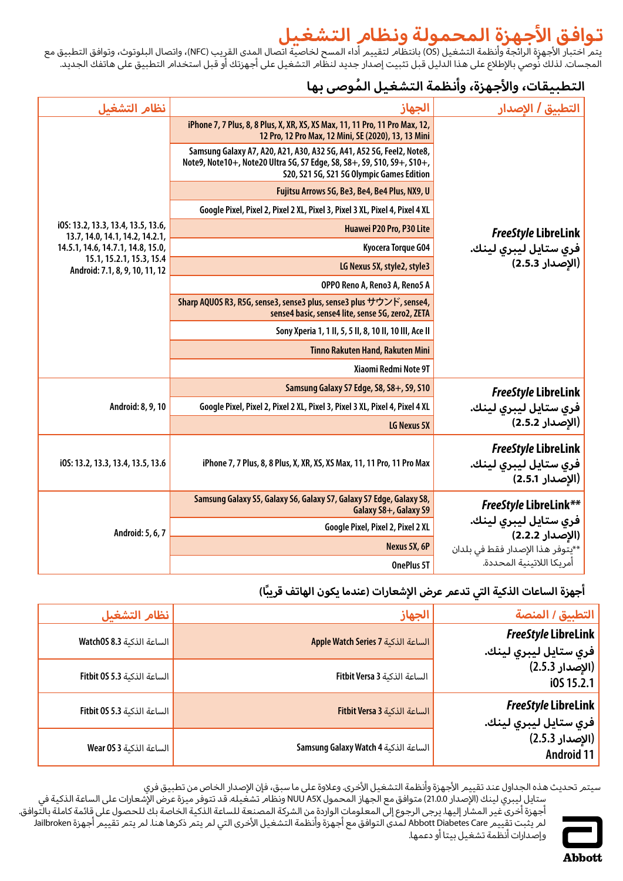# توافق الأجهزة المحمولة ونظام التشغيل

يتم اختبار الأجهزة الرائجة وأنظمة التشغيل (OS) بانتظام لتقييم أداء المسح لخاصية اتصال المدى القريب (NFC)، واتصال البلوتوث، وتوافق التطبيق مع المجسات. لذلك نُوصي بالإطلاع على هذا الدليل قبل تثبيت إصدار جديد لنظام التشغيل على أجهزتك أو قبل استخدام التطبيق على هاتفك الجديد.

## التطبيقات، والأجهزة، وأنظمة التشغيل المُوصى بها

| التطبيق / الإصدار | الجهاز | نظام التشغيل |
|---|---|---|
| *FreeStyle* LibreLink فري ستايل ليبري لينك. (الإصدار 2.5.3) | iPhone 7, 7 Plus, 8, 8 Plus, X, XR, XS, XS Max, 11, 11 Pro, 11 Pro Max, 12, 12 Pro, 12 Pro Max, 12 Mini, SE (2020), 13, 13 Mini | iOS: 13.2, 13.3, 13.4, 13.5, 13.6, 13.7, 14.0, 14.1, 14.2, 14.2.1, 14.5.1, 14.6, 14.7.1, 14.8, 15.0, 15.1, 15.2.1, 15.3, 15.4 Android: 7.1, 8, 9, 10, 11, 12 |
| | Samsung Galaxy A7, A20, A21, A30, A32 5G, A41, A52 5G, Feel2, Note8, Note9, Note10+, Note20 Ultra 5G, S7 Edge, S8, S8+, S9, S10, S9+, S10+, S20, S21 5G, S21 5G Olympic Games Edition | |
| | Fujitsu Arrows 5G, Be3, Be4, Be4 Plus, NX9, U | |
| | Google Pixel, Pixel 2, Pixel 2 XL, Pixel 3, Pixel 3 XL, Pixel 4, Pixel 4 XL | |
| | Huawei P20 Pro, P30 Lite | |
| | Kyocera Torque G04 | |
| | LG Nexus 5X, style2, style3 | |
| | OPPO Reno A, Reno3 A, Reno5 A | |
| | Sharp AQUOS R3, R5G, sense3, sense3 plus, sense3 plus サウンド, sense4, sense4 basic, sense4 lite, sense 5G, zero2, ZETA | |
| | Sony Xperia 1, 1 II, 5, 5 II, 8, 10 II, 10 III, Ace II | |
| | Tinno Rakuten Hand, Rakuten Mini | |
| | Xiaomi Redmi Note 9T | |
| *FreeStyle* LibreLink فري ستايل ليبري لينك. (الإصدار 2.5.2) | Samsung Galaxy S7 Edge, S8, S8+, S9, S10 | Android: 8, 9, 10 |
| | Google Pixel, Pixel 2, Pixel 2 XL, Pixel 3, Pixel 3 XL, Pixel 4, Pixel 4 XL | |
| | LG Nexus 5X | |
| *FreeStyle* LibreLink فري ستايل ليبري لينك. (الإصدار 2.5.1) | iPhone 7, 7 Plus, 8, 8 Plus, X, XR, XS, XS Max, 11, 11 Pro, 11 Pro Max | iOS: 13.2, 13.3, 13.4, 13.5, 13.6 |
| *FreeStyle* LibreLink** فري ستايل ليبري لينك. (الإصدار 2.2.2) **يتوفر هذا الإصدار فقط في بلدان أمريكا اللاتينية المحددة. | Samsung Galaxy S5, Galaxy S6, Galaxy S7, Galaxy S7 Edge, Galaxy S8, Galaxy S8+, Galaxy S9 | Android: 5, 6, 7 |
| | Google Pixel, Pixel 2, Pixel 2 XL | |
| | Nexus 5X, 6P | |
| | OnePlus 5T | |

## أجهزة الساعات الذكية التي تدعم عرض الإشعارات (عندما يكون الهاتف قريبًا)

| التطبيق / المنصة | الجهاز | نظام التشغيل |
|---|---|---|
| *FreeStyle* LibreLink فري ستايل ليبري لينك. (الإصدار 2.5.3) iOS 15.2.1 | الساعة الذكية Apple Watch Series 7 | الساعة الذكية WatchOS 8.3 |
| | الساعة الذكية Fitbit Versa 3 | الساعة الذكية Fitbit OS 5.3 |
| *FreeStyle* LibreLink فري ستايل ليبري لينك. (الإصدار 2.5.3) Android 11 | الساعة الذكية Fitbit Versa 3 | الساعة الذكية Fitbit OS 5.3 |
| | الساعة الذكية Samsung Galaxy Watch 4 | الساعة الذكية Wear OS 3 |

سيتم تحديث هذه الجداول عند تقييم الأجهزة وأنظمة التشغيل الأخرى. وعلاوة على ما سبق، فإن الإصدار الخاص من تطبيق فري ستايل ليبري لينك (الإصدار 21.0.0) متوافق مع الجهاز المحمول NUU A5X ونظام تشغيله. قد تتوفر ميزة عرض الإشعارات على الساعة الذكية في أجهزة أخرى غير المشار إليها. يرجى الرجوع إلى المعلومات الواردة من الشركة المصنعة للساعة الذكية الخاصة بك للحصول على قائمة كاملة بالتوافق. لم يثبت تقييم Abbott Diabetes Care لمدى التوافق مع أجهزة وأنظمة التشغيل الأخرى التي لم يتم ذكرها هنا. لم يتم تقييم أجهزة Jailbroken وإصدارات أنظمة تشغيل بيتا أو دعمها.

Abbott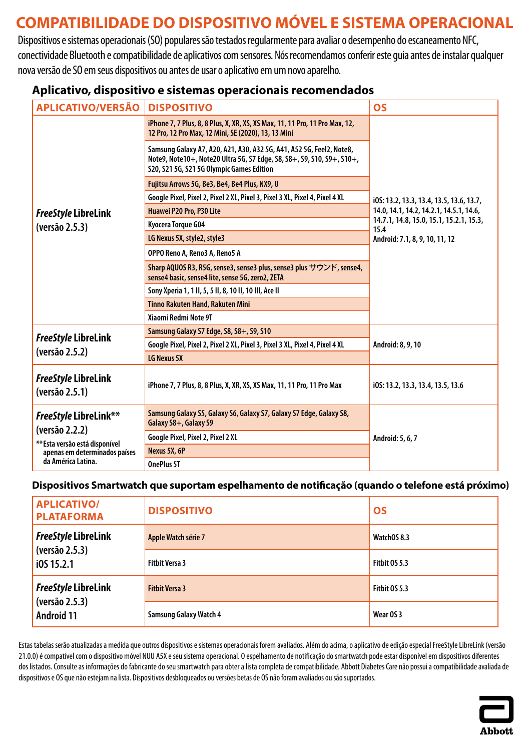# COMPATIBILIDADE DO DISPOSITIVO MÓVEL E SISTEMA OPERACIONAL

Dispositivos e sistemas operacionais (SO) populares são testados regularmente para avaliar o desempenho do escaneamento NFC, conectividade Bluetooth e compatibilidade de aplicativos com sensores. Nós recomendamos conferir este guia antes de instalar qualquer nova versão de SO em seus dispositivos ou antes de usar o aplicativo em um novo aparelho.

## Aplicativo, dispositivo e sistemas operacionais recomendados

| APLICATIVO/VERSÃO | DISPOSITIVO | OS |
|---|---|---|
| *FreeStyle* LibreLink (versão 2.5.3) | iPhone 7, 7 Plus, 8, 8 Plus, X, XR, XS, XS Max, 11, 11 Pro, 11 Pro Max, 12, 12 Pro, 12 Pro Max, 12 Mini, SE (2020), 13, 13 Mini | iOS: 13.2, 13.3, 13.4, 13.5, 13.6, 13.7, 14.0, 14.1, 14.2, 14.2.1, 14.5.1, 14.6, 14.7.1, 14.8, 15.0, 15.1, 15.2.1, 15.3, 15.4<br>Android: 7.1, 8, 9, 10, 11, 12 |
| | Samsung Galaxy A7, A20, A21, A30, A32 5G, A41, A52 5G, Feel2, Note8, Note9, Note10+, Note20 Ultra 5G, S7 Edge, S8, S8+, S9, S10, S9+, S10+, S20, S21 5G, S21 5G Olympic Games Edition | |
| | Fujitsu Arrows 5G, Be3, Be4, Be4 Plus, NX9, U | |
| | Google Pixel, Pixel 2, Pixel 2 XL, Pixel 3, Pixel 3 XL, Pixel 4, Pixel 4 XL | |
| | Huawei P20 Pro, P30 Lite | |
| | Kyocera Torque G04 | |
| | LG Nexus 5X, style2, style3 | |
| | OPPO Reno A, Reno3 A, Reno5 A | |
| | Sharp AQUOS R3, R5G, sense3, sense3 plus, sense3 plus サウンド, sense4, sense4 basic, sense4 lite, sense 5G, zero2, ZETA | |
| | Sony Xperia 1, 1 II, 5, 5 II, 8, 10 II, 10 III, Ace II | |
| | Tinno Rakuten Hand, Rakuten Mini | |
| | Xiaomi Redmi Note 9T | |
| *FreeStyle* LibreLink (versão 2.5.2) | Samsung Galaxy S7 Edge, S8, S8+, S9, S10 | Android: 8, 9, 10 |
| | Google Pixel, Pixel 2, Pixel 2 XL, Pixel 3, Pixel 3 XL, Pixel 4, Pixel 4 XL | |
| | LG Nexus 5X | |
| *FreeStyle* LibreLink (versão 2.5.1) | iPhone 7, 7 Plus, 8, 8 Plus, X, XR, XS, XS Max, 11, 11 Pro, 11 Pro Max | iOS: 13.2, 13.3, 13.4, 13.5, 13.6 |
| *FreeStyle* LibreLink** (versão 2.2.2)<br>**Esta versão está disponível apenas em determinados países da América Latina. | Samsung Galaxy S5, Galaxy S6, Galaxy S7, Galaxy S7 Edge, Galaxy S8, Galaxy S8+, Galaxy S9 | Android: 5, 6, 7 |
| | Google Pixel, Pixel 2, Pixel 2 XL | |
| | Nexus 5X, 6P | |
| | OnePlus 5T | |

## Dispositivos Smartwatch que suportam espelhamento de notificação (quando o telefone está próximo)

| APLICATIVO/ PLATAFORMA | DISPOSITIVO | OS |
|---|---|---|
| *FreeStyle* LibreLink (versão 2.5.3) iOS 15.2.1 | Apple Watch série 7 | WatchOS 8.3 |
| | Fitbit Versa 3 | Fitbit OS 5.3 |
| *FreeStyle* LibreLink (versão 2.5.3) Android 11 | Fitbit Versa 3 | Fitbit OS 5.3 |
| | Samsung Galaxy Watch 4 | Wear OS 3 |

Estas tabelas serão atualizadas a medida que outros dispositivos e sistemas operacionais forem avaliados. Além do acima, o aplicativo de edição especial FreeStyle LibreLink (versão 21.0.0) é compatível com o dispositivo móvel NUU A5X e seu sistema operacional. O espelhamento de notificação do smartwatch pode estar disponível em dispositivos diferentes dos listados. Consulte as informações do fabricante do seu smartwatch para obter a lista completa de compatibilidade. Abbott Diabetes Care não possui a compatibilidade avaliada de dispositivos e OS que não estejam na lista. Dispositivos desbloqueados ou versões betas de OS não foram avaliados ou são suportados.

Abbott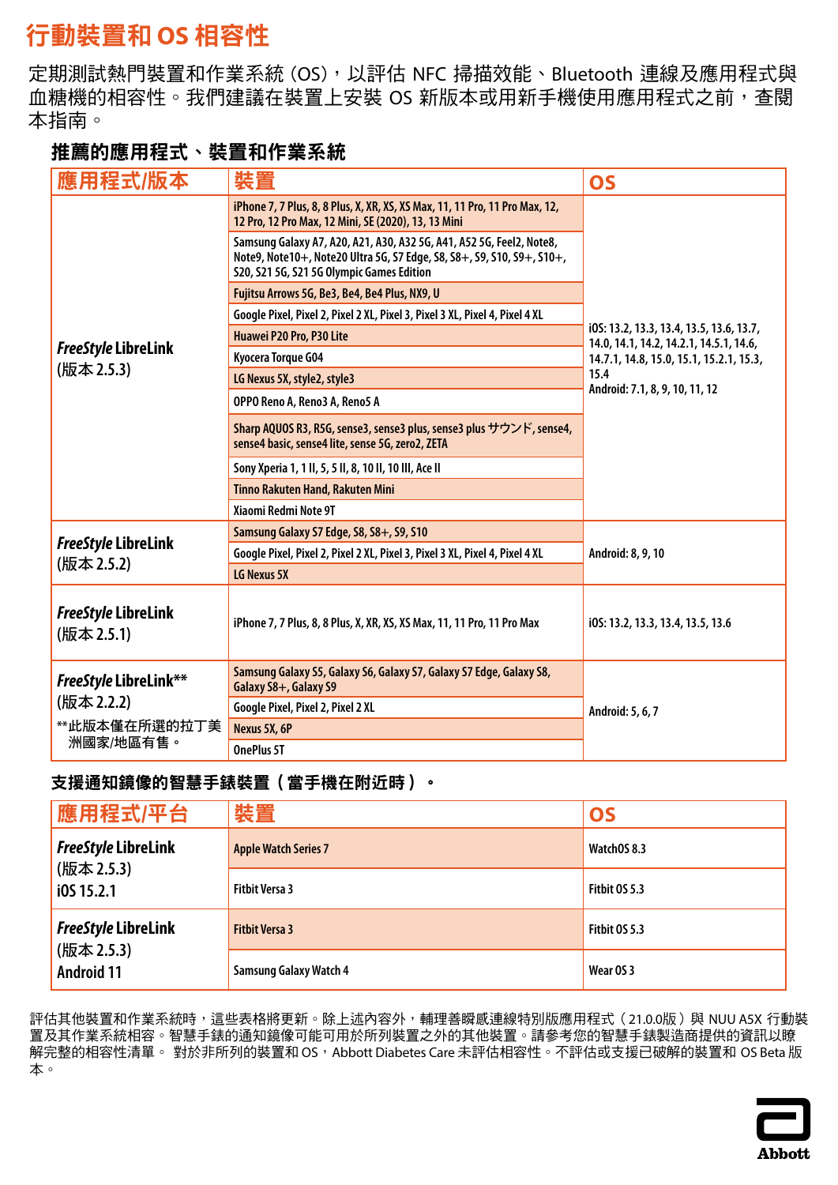# 行動裝置和 OS 相容性

定期測試熱門裝置和作業系統 (OS)，以評估 NFC 掃描效能、Bluetooth 連線及應用程式與血糖機的相容性。我們建議在裝置上安裝 OS 新版本或用新手機使用應用程式之前，查閱本指南。

## 推薦的應用程式、裝置和作業系統

| 應用程式/版本 | 裝置 | OS |
|---|---|---|
| *FreeStyle* LibreLink (版本 2.5.3) | iPhone 7, 7 Plus, 8, 8 Plus, X, XR, XS, XS Max, 11, 11 Pro, 11 Pro Max, 12, 12 Pro, 12 Pro Max, 12 Mini, SE (2020), 13, 13 Mini | iOS: 13.2, 13.3, 13.4, 13.5, 13.6, 13.7, 14.0, 14.1, 14.2, 14.2.1, 14.5.1, 14.6, 14.7.1, 14.8, 15.0, 15.1, 15.2.1, 15.3, 15.4<br>Android: 7.1, 8, 9, 10, 11, 12 |
| | Samsung Galaxy A7, A20, A21, A30, A32 5G, A41, A52 5G, Feel2, Note8, Note9, Note10+, Note20 Ultra 5G, S7 Edge, S8, S8+, S9, S10, S9+, S10+, S20, S21 5G, S21 5G Olympic Games Edition | |
| | Fujitsu Arrows 5G, Be3, Be4, Be4 Plus, NX9, U | |
| | Google Pixel, Pixel 2, Pixel 2 XL, Pixel 3, Pixel 3 XL, Pixel 4, Pixel 4 XL | |
| | Huawei P20 Pro, P30 Lite | |
| | Kyocera Torque G04 | |
| | LG Nexus 5X, style2, style3 | |
| | OPPO Reno A, Reno3 A, Reno5 A | |
| | Sharp AQUOS R3, R5G, sense3, sense3 plus, sense3 plus サウンド, sense4, sense4 basic, sense4 lite, sense 5G, zero2, ZETA | |
| | Sony Xperia 1, 1 II, 5, 5 II, 8, 10 II, 10 III, Ace II | |
| | Tinno Rakuten Hand, Rakuten Mini | |
| | Xiaomi Redmi Note 9T | |
| *FreeStyle* LibreLink (版本 2.5.2) | Samsung Galaxy S7 Edge, S8, S8+, S9, S10 | Android: 8, 9, 10 |
| | Google Pixel, Pixel 2, Pixel 2 XL, Pixel 3, Pixel 3 XL, Pixel 4, Pixel 4 XL | |
| | LG Nexus 5X | |
| *FreeStyle* LibreLink (版本 2.5.1) | iPhone 7, 7 Plus, 8, 8 Plus, X, XR, XS, XS Max, 11, 11 Pro, 11 Pro Max | iOS: 13.2, 13.3, 13.4, 13.5, 13.6 |
| *FreeStyle* LibreLink** (版本 2.2.2)<br>**此版本僅在所選的拉丁美洲國家/地區有售。 | Samsung Galaxy S5, Galaxy S6, Galaxy S7, Galaxy S7 Edge, Galaxy S8, Galaxy S8+, Galaxy S9 | Android: 5, 6, 7 |
| | Google Pixel, Pixel 2, Pixel 2 XL | |
| | Nexus 5X, 6P | |
| | OnePlus 5T | |

## 支援通知鏡像的智慧手錶裝置（當手機在附近時）。

| 應用程式/平台 | 裝置 | OS |
|---|---|---|
| *FreeStyle* LibreLink (版本 2.5.3) iOS 15.2.1 | Apple Watch Series 7 | WatchOS 8.3 |
| | Fitbit Versa 3 | Fitbit OS 5.3 |
| *FreeStyle* LibreLink (版本 2.5.3) Android 11 | Fitbit Versa 3 | Fitbit OS 5.3 |
| | Samsung Galaxy Watch 4 | Wear OS 3 |

評估其他裝置和作業系統時，這些表格將更新。除上述內容外，輔理善瞬感連線特別版應用程式（21.0.0版）與 NUU A5X 行動裝置及其作業系統相容。智慧手錶的通知鏡像可能可用於所列裝置之外的其他裝置。請參考您的智慧手錶製造商提供的資訊以瞭解完整的相容性清單。 對於非所列的裝置和 OS，Abbott Diabetes Care 未評估相容性。不評估或支援已破解的裝置和 OS Beta 版本。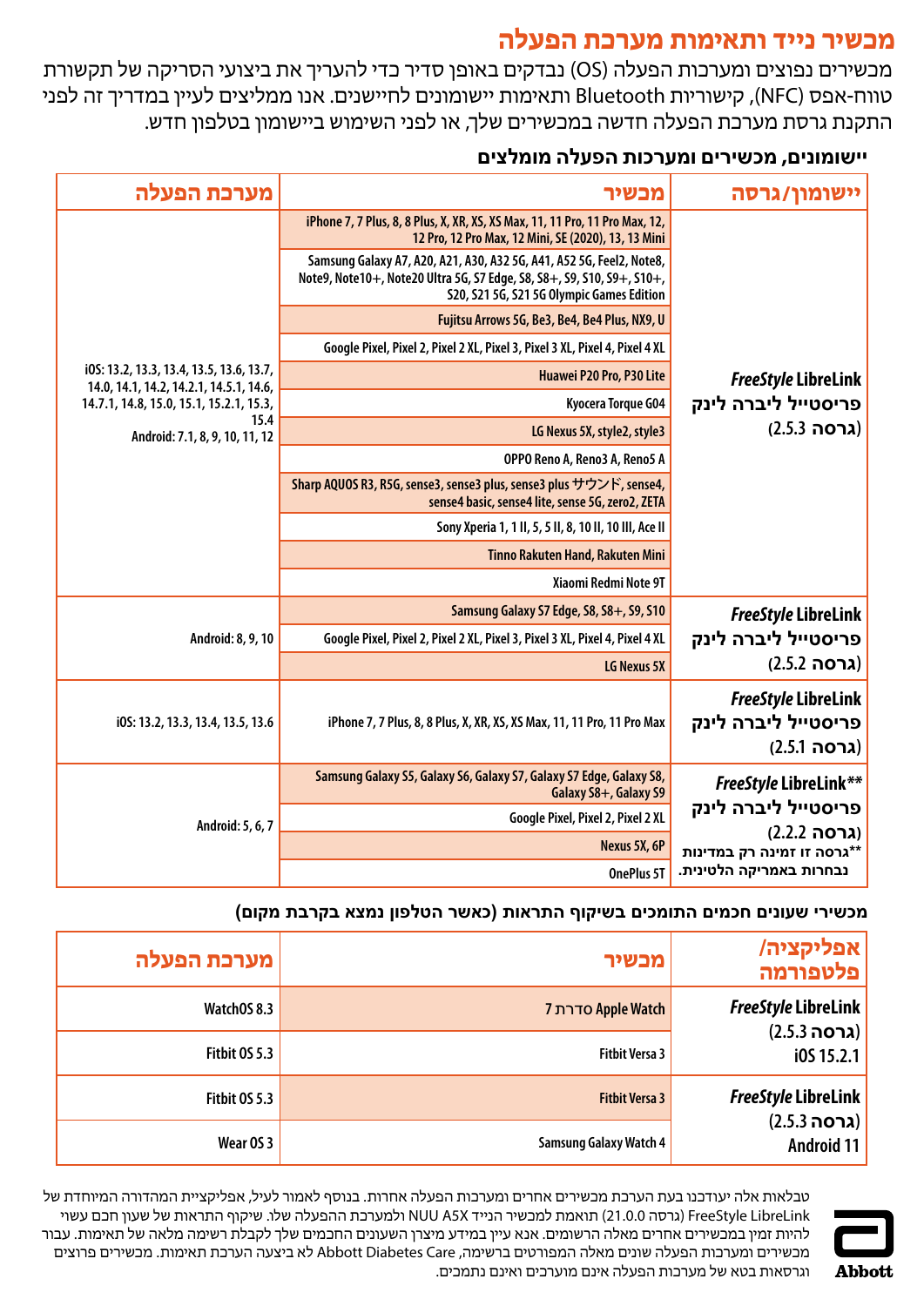# מכשיר נייד ותאימות מערכת הפעלה

מכשירים נפוצים ומערכות הפעלה (OS) נבדקים באופן סדיר כדי להעריך את ביצועי הסריקה של תקשורת טווח-אפס (NFC), קישוריות Bluetooth ותאימות יישומונים לחיישנים. אנו ממליצים לעיין במדריך זה לפני התקנת גרסת מערכת הפעלה חדשה במכשירים שלך, או לפני השימוש ביישומון בטלפון חדש.

**יישומונים, מכשירים ומערכות הפעלה מומלצים**

| יישומון/גרסה | מכשיר | מערכת הפעלה |
|---|---|---|
| *FreeStyle* LibreLink פריסטייל ליברה לינק (גרסה 2.5.3) | iPhone 7, 7 Plus, 8, 8 Plus, X, XR, XS, XS Max, 11, 11 Pro, 11 Pro Max, 12, 12 Pro, 12 Pro Max, 12 Mini, SE (2020), 13, 13 Mini | iOS: 13.2, 13.3, 13.4, 13.5, 13.6, 13.7, 14.0, 14.1, 14.2, 14.2.1, 14.5.1, 14.6, 14.7.1, 14.8, 15.0, 15.1, 15.2.1, 15.3, 15.4 Android: 7.1, 8, 9, 10, 11, 12 |
| | Samsung Galaxy A7, A20, A21, A30, A32 5G, A41, A52 5G, Feel2, Note8, Note9, Note10+, Note20 Ultra 5G, S7 Edge, S8, S8+, S9, S10, S9+, S10+, S20, S21 5G, S21 5G Olympic Games Edition | |
| | Fujitsu Arrows 5G, Be3, Be4, Be4 Plus, NX9, U | |
| | Google Pixel, Pixel 2, Pixel 2 XL, Pixel 3, Pixel 3 XL, Pixel 4, Pixel 4 XL | |
| | Huawei P20 Pro, P30 Lite | |
| | Kyocera Torque G04 | |
| | LG Nexus 5X, style2, style3 | |
| | OPPO Reno A, Reno3 A, Reno5 A | |
| | Sharp AQUOS R3, R5G, sense3, sense3 plus サウンド, sense4, sense4 basic, sense4 lite, sense 5G, zero2, ZETA | |
| | Sony Xperia 1, 1 II, 5, 5 II, 8, 10 II, 10 III, Ace II | |
| | Tinno Rakuten Hand, Rakuten Mini | |
| | Xiaomi Redmi Note 9T | |
| *FreeStyle* LibreLink פריסטייל ליברה לינק (גרסה 2.5.2) | Samsung Galaxy S7 Edge, S8, S8+, S9, S10 | Android: 8, 9, 10 |
| | Google Pixel, Pixel 2, Pixel 2 XL, Pixel 3, Pixel 3 XL, Pixel 4, Pixel 4 XL | |
| | LG Nexus 5X | |
| *FreeStyle* LibreLink פריסטייל ליברה לינק (גרסה 2.5.1) | iPhone 7, 7 Plus, 8, 8 Plus, X, XR, XS, XS Max, 11, 11 Pro, 11 Pro Max | iOS: 13.2, 13.3, 13.4, 13.5, 13.6 |
| *FreeStyle* LibreLink** פריסטייל ליברה לינק (גרסה 2.2.2) **גרסה זו זמינה רק במדינות נבחרות באמריקה הלטינית. | Samsung Galaxy S5, Galaxy S6, Galaxy S7, Galaxy S7 Edge, Galaxy S8, Galaxy S8+, Galaxy S9 | Android: 5, 6, 7 |
| | Google Pixel, Pixel 2, Pixel 2 XL | |
| | Nexus 5X, 6P | |
| | OnePlus 5T | |

**מכשירי שעונים חכמים התומכים בשיקוף התראות (כאשר הטלפון נמצא בקרבת מקום)**

| אפליקציה/פלטפורמה | מכשיר | מערכת הפעלה |
|---|---|---|
| *FreeStyle* LibreLink (גרסה 2.5.3) iOS 15.2.1 | Apple Watch סדרת 7 | WatchOS 8.3 |
| | Fitbit Versa 3 | Fitbit OS 5.3 |
| *FreeStyle* LibreLink (גרסה 2.5.3) Android 11 | Fitbit Versa 3 | Fitbit OS 5.3 |
| | Samsung Galaxy Watch 4 | Wear OS 3 |

טבלאות אלה יעודכנו בעת הערכת מכשירים אחרים ומערכות הפעלה אחרות. בנוסף לאמור לעיל, אפליקציית המהדורה המיוחדת של FreeStyle LibreLink (גרסה 21.0.0) תואמת למכשיר הנייד NUU A5X ולמערכת ההפעלה שלו. שיקוף התראות של שעון חכם עשוי להיות זמין במכשירים אחרים מאלה הרשומים. אנא עיין במידע מיצרן השעונים החכמים שלך לקבלת רשימה מלאה של תאימות. עבור מכשירים ומערכות הפעלה שונים מאלה המפורטים ברשימה, Abbott Diabetes Care לא ביצעה הערכת תאימות. מכשירים פרוצים וגרסאות בטא של מערכות הפעלה אינם מוערכים ואינם נתמכים.

Abbott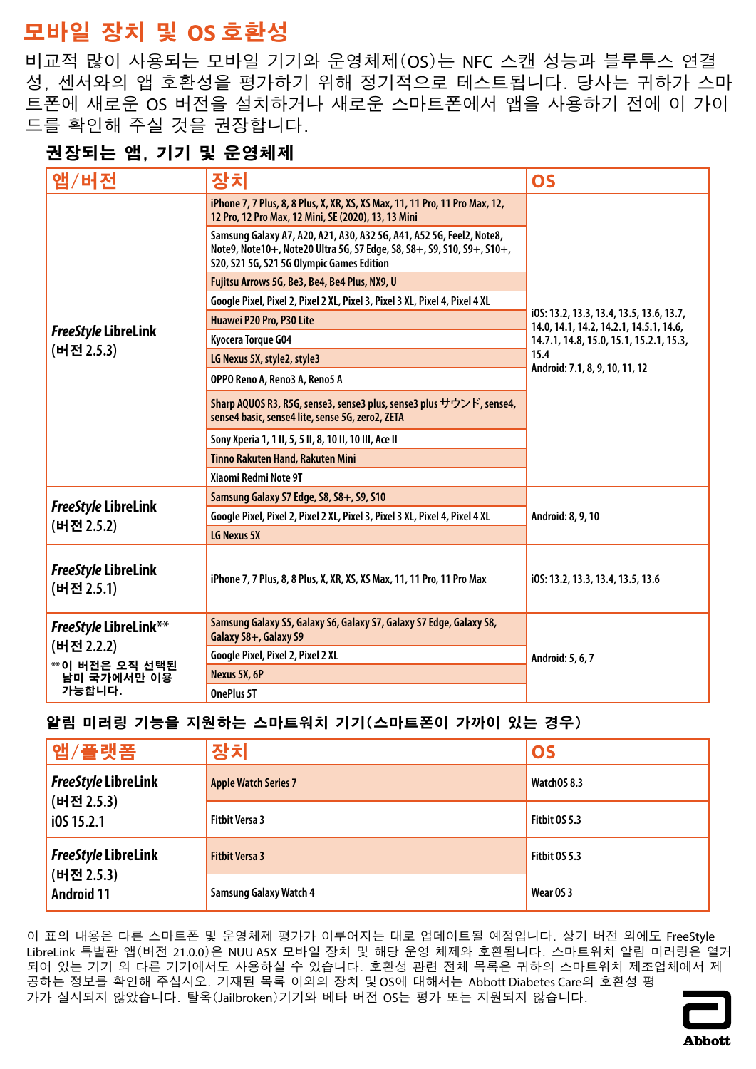# 모바일 장치 및 OS 호환성

비교적 많이 사용되는 모바일 기기와 운영체제(OS)는 NFC 스캔 성능과 블루투스 연결성, 센서와의 앱 호환성을 평가하기 위해 정기적으로 테스트됩니다. 당사는 귀하가 스마트폰에 새로운 OS 버전을 설치하거나 새로운 스마트폰에서 앱을 사용하기 전에 이 가이드를 확인해 주실 것을 권장합니다.

## 권장되는 앱, 기기 및 운영체제

| 앱/버전 | 장치 | OS |
|---|---|---|
| *FreeStyle* LibreLink (버전 2.5.3) | iPhone 7, 7 Plus, 8, 8 Plus, X, XR, XS, XS Max, 11, 11 Pro, 11 Pro Max, 12, 12 Pro, 12 Pro Max, 12 Mini, SE (2020), 13, 13 Mini | iOS: 13.2, 13.3, 13.4, 13.5, 13.6, 13.7, 14.0, 14.1, 14.2, 14.2.1, 14.5.1, 14.6, 14.7.1, 14.8, 15.0, 15.1, 15.2.1, 15.3, 15.4<br>Android: 7.1, 8, 9, 10, 11, 12 |
| | Samsung Galaxy A7, A20, A21, A30, A32 5G, A41, A52 5G, Feel2, Note8, Note9, Note10+, Note20 Ultra 5G, S7 Edge, S8, S8+, S9, S10, S9+, S10+, S20, S21 5G, S21 5G Olympic Games Edition | |
| | Fujitsu Arrows 5G, Be3, Be4, Be4 Plus, NX9, U | |
| | Google Pixel, Pixel 2, Pixel 2 XL, Pixel 3, Pixel 3 XL, Pixel 4, Pixel 4 XL | |
| | Huawei P20 Pro, P30 Lite | |
| | Kyocera Torque G04 | |
| | LG Nexus 5X, style2, style3 | |
| | OPPO Reno A, Reno3 A, Reno5 A | |
| | Sharp AQUOS R3, R5G, sense3, sense3 plus, sense3 plus サウンド, sense4, sense4 basic, sense4 lite, sense 5G, zero2, ZETA | |
| | Sony Xperia 1, 1 II, 5, 5 II, 8, 10 II, 10 III, Ace II | |
| | Tinno Rakuten Hand, Rakuten Mini | |
| | Xiaomi Redmi Note 9T | |
| *FreeStyle* LibreLink (버전 2.5.2) | Samsung Galaxy S7 Edge, S8, S8+, S9, S10 | Android: 8, 9, 10 |
| | Google Pixel, Pixel 2, Pixel 2 XL, Pixel 3, Pixel 3 XL, Pixel 4, Pixel 4 XL | |
| | LG Nexus 5X | |
| *FreeStyle* LibreLink (버전 2.5.1) | iPhone 7, 7 Plus, 8, 8 Plus, X, XR, XS, XS Max, 11, 11 Pro, 11 Pro Max | iOS: 13.2, 13.3, 13.4, 13.5, 13.6 |
| *FreeStyle* LibreLink** (버전 2.2.2)<br>**이 버전은 오직 선택된 남미 국가에서만 이용 가능합니다. | Samsung Galaxy S5, Galaxy S6, Galaxy S7, Galaxy S7 Edge, Galaxy S8, Galaxy S8+, Galaxy S9 | Android: 5, 6, 7 |
| | Google Pixel, Pixel 2, Pixel 2 XL | |
| | Nexus 5X, 6P | |
| | OnePlus 5T | |

## 알림 미러링 기능을 지원하는 스마트워치 기기(스마트폰이 가까이 있는 경우)

| 앱/플랫폼 | 장치 | OS |
|---|---|---|
| *FreeStyle* LibreLink (버전 2.5.3) iOS 15.2.1 | Apple Watch Series 7 | WatchOS 8.3 |
| | Fitbit Versa 3 | Fitbit OS 5.3 |
| *FreeStyle* LibreLink (버전 2.5.3) Android 11 | Fitbit Versa 3 | Fitbit OS 5.3 |
| | Samsung Galaxy Watch 4 | Wear OS 3 |

이 표의 내용은 다른 스마트폰 및 운영체제 평가가 이루어지는 대로 업데이트될 예정입니다. 상기 버전 외에도 FreeStyle LibreLink 특별판 앱(버전 21.0.0)은 NUU A5X 모바일 장치 및 해당 운영 체제와 호환됩니다. 스마트워치 알림 미러링은 열거되어 있는 기기 외 다른 기기에서도 사용하실 수 있습니다. 호환성 관련 전체 목록은 귀하의 스마트워치 제조업체에서 제공하는 정보를 확인해 주십시오. 기재된 목록 이외의 장치 및 OS에 대해서는 Abbott Diabetes Care의 호환성 평가가 실시되지 않았습니다. 탈옥(Jailbroken)기기와 베타 버전 OS는 평가 또는 지원되지 않습니다.

Abbott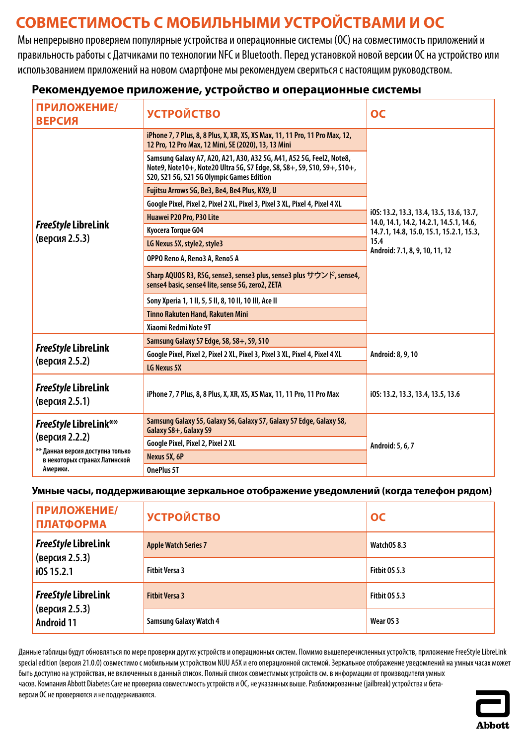# СОВМЕСТИМОСТЬ С МОБИЛЬНЫМИ УСТРОЙСТВАМИ И ОС

Мы непрерывно проверяем популярные устройства и операционные системы (ОС) на совместимость приложений и правильность работы с Датчиками по технологии NFC и Bluetooth. Перед установкой новой версии ОС на устройство или использованием приложений на новом смартфоне мы рекомендуем свериться с настоящим руководством.

### Рекомендуемое приложение, устройство и операционные системы

| ПРИЛОЖЕНИЕ/ ВЕРСИЯ | УСТРОЙСТВО | ОС |
|---|---|---|
| *FreeStyle* LibreLink (версия 2.5.3) | iPhone 7, 7 Plus, 8, 8 Plus, X, XR, XS, XS Max, 11, 11 Pro, 11 Pro Max, 12, 12 Pro, 12 Pro Max, 12 Mini, SE (2020), 13, 13 Mini | iOS: 13.2, 13.3, 13.4, 13.5, 13.6, 13.7, 14.0, 14.1, 14.2, 14.2.1, 14.5.1, 14.6, 14.7.1, 14.8, 15.0, 15.1, 15.2.1, 15.3, 15.4<br>Android: 7.1, 8, 9, 10, 11, 12 |
| | Samsung Galaxy A7, A20, A21, A30, A32 5G, A41, A52 5G, Feel2, Note8, Note9, Note10+, Note20 Ultra 5G, S7 Edge, S8, S8+, S9, S10, S9+, S10+, S20, S21 5G, S21 5G Olympic Games Edition | |
| | Fujitsu Arrows 5G, Be3, Be4, Be4 Plus, NX9, U | |
| | Google Pixel, Pixel 2, Pixel 2 XL, Pixel 3, Pixel 3 XL, Pixel 4, Pixel 4 XL | |
| | Huawei P20 Pro, P30 Lite | |
| | Kyocera Torque G04 | |
| | LG Nexus 5X, style2, style3 | |
| | OPPO Reno A, Reno3 A, Reno5 A | |
| | Sharp AQUOS R3, R5G, sense3, sense3 plus, sense3 plus サウンド, sense4, sense4 basic, sense4 lite, sense 5G, zero2, ZETA | |
| | Sony Xperia 1, 1 II, 5, 5 II, 8, 10 II, 10 III, Ace II | |
| | Tinno Rakuten Hand, Rakuten Mini | |
| | Xiaomi Redmi Note 9T | |
| *FreeStyle* LibreLink (версия 2.5.2) | Samsung Galaxy S7 Edge, S8, S8+, S9, S10 | Android: 8, 9, 10 |
| | Google Pixel, Pixel 2, Pixel 2 XL, Pixel 3, Pixel 3 XL, Pixel 4, Pixel 4 XL | |
| | LG Nexus 5X | |
| *FreeStyle* LibreLink (версия 2.5.1) | iPhone 7, 7 Plus, 8, 8 Plus, X, XR, XS, XS Max, 11, 11 Pro, 11 Pro Max | iOS: 13.2, 13.3, 13.4, 13.5, 13.6 |
| *FreeStyle* LibreLink** (версия 2.2.2)<br>** Данная версия доступна только в некоторых странах Латинской Америки. | Samsung Galaxy S5, Galaxy S6, Galaxy S7, Galaxy S7 Edge, Galaxy S8, Galaxy S8+, Galaxy S9 | Android: 5, 6, 7 |
| | Google Pixel, Pixel 2, Pixel 2 XL | |
| | Nexus 5X, 6P | |
| | OnePlus 5T | |

### Умные часы, поддерживающие зеркальное отображение уведомлений (когда телефон рядом)

| ПРИЛОЖЕНИЕ/ ПЛАТФОРМА | УСТРОЙСТВО | ОС |
|---|---|---|
| *FreeStyle* LibreLink (версия 2.5.3) iOS 15.2.1 | Apple Watch Series 7 | WatchOS 8.3 |
| | Fitbit Versa 3 | Fitbit OS 5.3 |
| *FreeStyle* LibreLink (версия 2.5.3) Android 11 | Fitbit Versa 3 | Fitbit OS 5.3 |
| | Samsung Galaxy Watch 4 | Wear OS 3 |

Данные таблицы будут обновляться по мере проверки других устройств и операционных систем. Помимо вышеперечисленных устройств, приложение FreeStyle LibreLink special edition (версия 21.0.0) совместимо с мобильным устройством NUU A5X и его операционной системой. Зеркальное отображение уведомлений на умных часах может быть доступно на устройствах, не включенных в данный список. Полный список совместимых устройств см. в информации от производителя умных часов. Компания Abbott Diabetes Care не проверяла совместимость устройств и ОС, не указанных выше. Разблокированные (jailbreak) устройства и бета-версии ОС не проверяются и не поддерживаются.

Abbott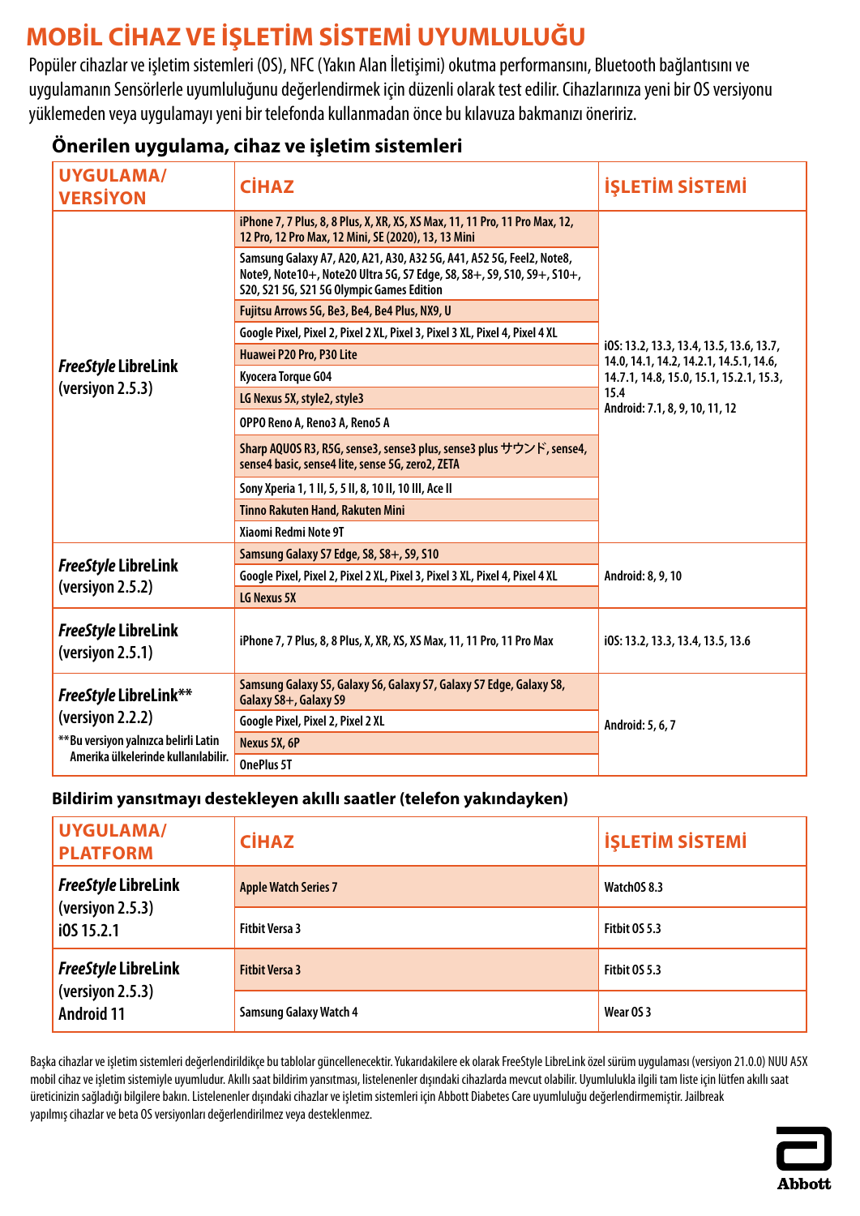# MOBİL CİHAZ VE İŞLETİM SİSTEMİ UYUMLULUĞU

Popüler cihazlar ve işletim sistemleri (OS), NFC (Yakın Alan İletişimi) okutma performansını, Bluetooth bağlantısını ve uygulamanın Sensörlerle uyumluluğunu değerlendirmek için düzenli olarak test edilir. Cihazlarınıza yeni bir OS versiyonu yüklemeden veya uygulamayı yeni bir telefonda kullanmadan önce bu kılavuza bakmanızı öneririz.

## Önerilen uygulama, cihaz ve işletim sistemleri

| UYGULAMA/ VERSİYON | CİHAZ | İŞLETİM SİSTEMİ |
|---|---|---|
| *FreeStyle* LibreLink (versiyon 2.5.3) | iPhone 7, 7 Plus, 8, 8 Plus, X, XR, XS, XS Max, 11, 11 Pro, 11 Pro Max, 12, 12 Pro, 12 Pro Max, 12 Mini, SE (2020), 13, 13 Mini | iOS: 13.2, 13.3, 13.4, 13.5, 13.6, 13.7, 14.0, 14.1, 14.2, 14.2.1, 14.5.1, 14.6, 14.7.1, 14.8, 15.0, 15.1, 15.2.1, 15.3, 15.4<br>Android: 7.1, 8, 9, 10, 11, 12 |
| | Samsung Galaxy A7, A20, A21, A30, A32 5G, A41, A52 5G, Feel2, Note8, Note9, Note10+, Note20 Ultra 5G, S7 Edge, S8, S8+, S9, S10, S9+, S10+, S20, S21 5G, S21 5G Olympic Games Edition | |
| | Fujitsu Arrows 5G, Be3, Be4, Be4 Plus, NX9, U | |
| | Google Pixel, Pixel 2, Pixel 2 XL, Pixel 3, Pixel 3 XL, Pixel 4, Pixel 4 XL | |
| | Huawei P20 Pro, P30 Lite | |
| | Kyocera Torque G04 | |
| | LG Nexus 5X, style2, style3 | |
| | OPPO Reno A, Reno3 A, Reno5 A | |
| | Sharp AQUOS R3, R5G, sense3, sense3 plus, sense3 plus サウンド, sense4, sense4 basic, sense4 lite, sense 5G, zero2, ZETA | |
| | Sony Xperia 1, 1 II, 5, 5 II, 8, 10 II, 10 III, Ace II | |
| | Tinno Rakuten Hand, Rakuten Mini | |
| | Xiaomi Redmi Note 9T | |
| *FreeStyle* LibreLink (versiyon 2.5.2) | Samsung Galaxy S7 Edge, S8, S8+, S9, S10 | Android: 8, 9, 10 |
| | Google Pixel, Pixel 2, Pixel 2 XL, Pixel 3, Pixel 3 XL, Pixel 4, Pixel 4 XL | |
| | LG Nexus 5X | |
| *FreeStyle* LibreLink (versiyon 2.5.1) | iPhone 7, 7 Plus, 8, 8 Plus, X, XR, XS, XS Max, 11, 11 Pro, 11 Pro Max | iOS: 13.2, 13.3, 13.4, 13.5, 13.6 |
| *FreeStyle* LibreLink** (versiyon 2.2.2)<br>**Bu versiyon yalnızca belirli Latin Amerika ülkelerinde kullanılabilir. | Samsung Galaxy S5, Galaxy S6, Galaxy S7, Galaxy S7 Edge, Galaxy S8, Galaxy S8+, Galaxy S9 | Android: 5, 6, 7 |
| | Google Pixel, Pixel 2, Pixel 2 XL | |
| | Nexus 5X, 6P | |
| | OnePlus 5T | |

## Bildirim yansıtmayı destekleyen akıllı saatler (telefon yakındayken)

| UYGULAMA/ PLATFORM | CİHAZ | İŞLETİM SİSTEMİ |
|---|---|---|
| *FreeStyle* LibreLink (versiyon 2.5.3) iOS 15.2.1 | Apple Watch Series 7 | WatchOS 8.3 |
| | Fitbit Versa 3 | Fitbit OS 5.3 |
| *FreeStyle* LibreLink (versiyon 2.5.3) Android 11 | Fitbit Versa 3 | Fitbit OS 5.3 |
| | Samsung Galaxy Watch 4 | Wear OS 3 |

Başka cihazlar ve işletim sistemleri değerlendirildikçe bu tablolar güncellenecektir. Yukarıdakilere ek olarak FreeStyle LibreLink özel sürüm uygulaması (versiyon 21.0.0) NUU A5X mobil cihaz ve işletim sistemiyle uyumludur. Akıllı saat bildirim yansıtması, listelenenler dışındaki cihazlarda mevcut olabilir. Uyumlulukla ilgili tam liste için lütfen akıllı saat üreticinizin sağladığı bilgilere bakın. Listelenenler dışındaki cihazlar ve işletim sistemleri için Abbott Diabetes Care uyumluluğu değerlendirmemiştir. Jailbreak yapılmış cihazlar ve beta OS versiyonları değerlendirilmez veya desteklenmez.

Abbott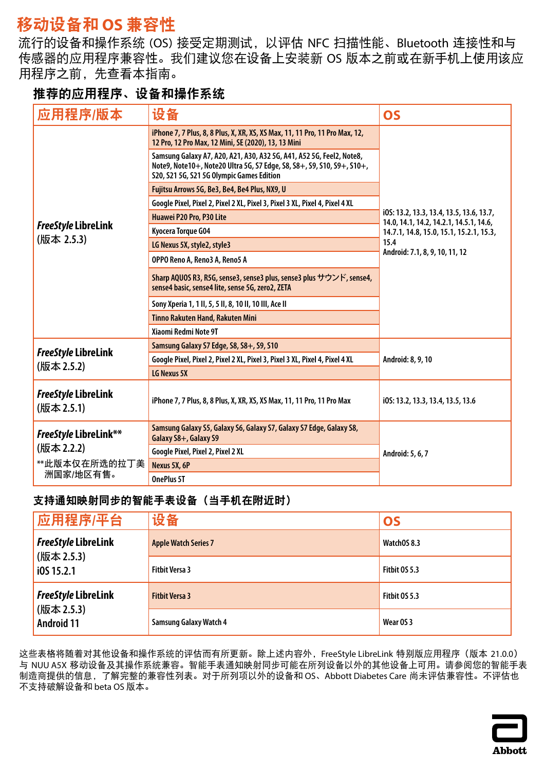# 移动设备和 OS 兼容性

流行的设备和操作系统 (OS) 接受定期测试，以评估 NFC 扫描性能、Bluetooth 连接性和与传感器的应用程序兼容性。我们建议您在设备上安装新 OS 版本之前或在新手机上使用该应用程序之前，先查看本指南。

## 推荐的应用程序、设备和操作系统

| 应用程序/版本 | 设备 | OS |
|---|---|---|
| *FreeStyle* LibreLink (版本 2.5.3) | iPhone 7, 7 Plus, 8, 8 Plus, X, XR, XS, XS Max, 11, 11 Pro, 11 Pro Max, 12, 12 Pro, 12 Pro Max, 12 Mini, SE (2020), 13, 13 Mini | iOS: 13.2, 13.3, 13.4, 13.5, 13.6, 13.7, 14.0, 14.1, 14.2, 14.2.1, 14.5.1, 14.6, 14.7.1, 14.8, 15.0, 15.1, 15.2.1, 15.3, 15.4<br>Android: 7.1, 8, 9, 10, 11, 12 |
| | Samsung Galaxy A7, A20, A21, A30, A32 5G, A41, A52 5G, Feel2, Note8, Note9, Note10+, Note20 Ultra 5G, S7 Edge, S8, S8+, S9, S10, S9+, S10+, S20, S21 5G, S21 5G Olympic Games Edition | |
| | Fujitsu Arrows 5G, Be3, Be4, Be4 Plus, NX9, U | |
| | Google Pixel, Pixel 2, Pixel 2 XL, Pixel 3, Pixel 3 XL, Pixel 4, Pixel 4 XL | |
| | Huawei P20 Pro, P30 Lite | |
| | Kyocera Torque G04 | |
| | LG Nexus 5X, style2, style3 | |
| | OPPO Reno A, Reno3 A, Reno5 A | |
| | Sharp AQUOS R3, R5G, sense3, sense3 plus, sense3 plus サウンド, sense4, sense4 basic, sense4 lite, sense 5G, zero2, ZETA | |
| | Sony Xperia 1, 1 II, 5, 5 II, 8, 10 II, 10 III, Ace II | |
| | Tinno Rakuten Hand, Rakuten Mini | |
| | Xiaomi Redmi Note 9T | |
| *FreeStyle* LibreLink (版本 2.5.2) | Samsung Galaxy S7 Edge, S8, S8+, S9, S10 | Android: 8, 9, 10 |
| | Google Pixel, Pixel 2, Pixel 2 XL, Pixel 3, Pixel 3 XL, Pixel 4, Pixel 4 XL | |
| | LG Nexus 5X | |
| *FreeStyle* LibreLink (版本 2.5.1) | iPhone 7, 7 Plus, 8, 8 Plus, X, XR, XS, XS Max, 11, 11 Pro, 11 Pro Max | iOS: 13.2, 13.3, 13.4, 13.5, 13.6 |
| *FreeStyle* LibreLink** (版本 2.2.2)<br>**此版本仅在所选的拉丁美洲国家/地区有售。 | Samsung Galaxy S5, Galaxy S6, Galaxy S7, Galaxy S7 Edge, Galaxy S8, Galaxy S8+, Galaxy S9 | Android: 5, 6, 7 |
| | Google Pixel, Pixel 2, Pixel 2 XL | |
| | Nexus 5X, 6P | |
| | OnePlus 5T | |

## 支持通知映射同步的智能手表设备（当手机在附近时）

| 应用程序/平台 | 设备 | OS |
|---|---|---|
| *FreeStyle* LibreLink (版本 2.5.3) iOS 15.2.1 | Apple Watch Series 7 | WatchOS 8.3 |
| | Fitbit Versa 3 | Fitbit OS 5.3 |
| *FreeStyle* LibreLink (版本 2.5.3) Android 11 | Fitbit Versa 3 | Fitbit OS 5.3 |
| | Samsung Galaxy Watch 4 | Wear OS 3 |

这些表格将随着对其他设备和操作系统的评估而有所更新。除上述内容外，FreeStyle LibreLink 特别版应用程序（版本 21.0.0）与 NUU A5X 移动设备及其操作系统兼容。智能手表通知映射同步可能在所列设备以外的其他设备上可用。请参阅您的智能手表制造商提供的信息，了解完整的兼容性列表。对于所列项以外的设备和 OS、Abbott Diabetes Care 尚未评估兼容性。不评估也不支持破解设备和 beta OS 版本。

Abbott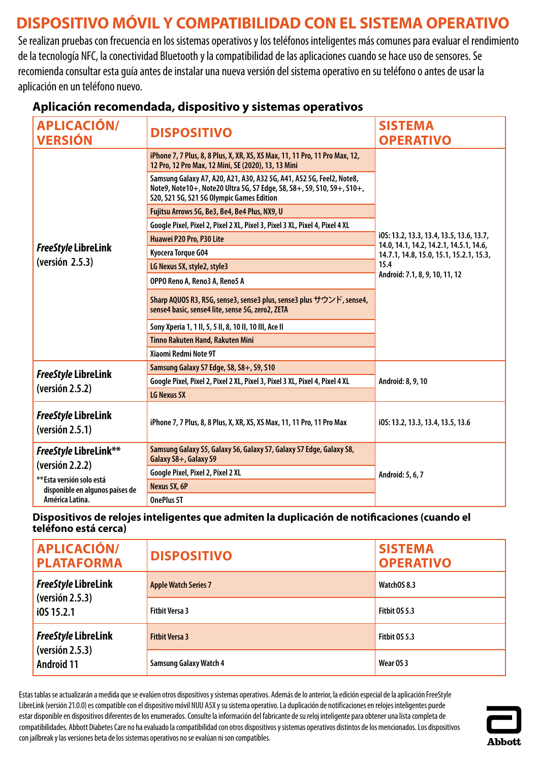# DISPOSITIVO MÓVIL Y COMPATIBILIDAD CON EL SISTEMA OPERATIVO

Se realizan pruebas con frecuencia en los sistemas operativos y los teléfonos inteligentes más comunes para evaluar el rendimiento de la tecnología NFC, la conectividad Bluetooth y la compatibilidad de las aplicaciones cuando se hace uso de sensores. Se recomienda consultar esta guía antes de instalar una nueva versión del sistema operativo en su teléfono o antes de usar la aplicación en un teléfono nuevo.

### Aplicación recomendada, dispositivo y sistemas operativos

| APLICACIÓN/ VERSIÓN | DISPOSITIVO | SISTEMA OPERATIVO |
|---|---|---|
| *FreeStyle* LibreLink (versión 2.5.3) | iPhone 7, 7 Plus, 8, 8 Plus, X, XR, XS, XS Max, 11, 11 Pro, 11 Pro Max, 12, 12 Pro, 12 Pro Max, 12 Mini, SE (2020), 13, 13 Mini | iOS: 13.2, 13.3, 13.4, 13.5, 13.6, 13.7, 14.0, 14.1, 14.2, 14.2.1, 14.5.1, 14.6, 14.7.1, 14.8, 15.0, 15.1, 15.2.1, 15.3, 15.4<br>Android: 7.1, 8, 9, 10, 11, 12 |
| | Samsung Galaxy A7, A20, A21, A30, A32 5G, A41, A52 5G, Feel2, Note8, Note9, Note10+, Note20 Ultra 5G, S7 Edge, S8, S8+, S9, S10, S9+, S10+, S20, S21 5G, S21 5G Olympic Games Edition | |
| | Fujitsu Arrows 5G, Be3, Be4, Be4 Plus, NX9, U | |
| | Google Pixel, Pixel 2, Pixel 2 XL, Pixel 3, Pixel 3 XL, Pixel 4, Pixel 4 XL | |
| | Huawei P20 Pro, P30 Lite | |
| | Kyocera Torque G04 | |
| | LG Nexus 5X, style2, style3 | |
| | OPPO Reno A, Reno3 A, Reno5 A | |
| | Sharp AQUOS R3, R5G, sense3, sense3 plus, sense3 plus サウンド, sense4, sense4 basic, sense4 lite, sense 5G, zero2, ZETA | |
| | Sony Xperia 1, 1 II, 5, 5 II, 8, 10 II, 10 III, Ace II | |
| | Tinno Rakuten Hand, Rakuten Mini | |
| | Xiaomi Redmi Note 9T | |
| *FreeStyle* LibreLink (versión 2.5.2) | Samsung Galaxy S7 Edge, S8, S8+, S9, S10 | Android: 8, 9, 10 |
| | Google Pixel, Pixel 2, Pixel 2 XL, Pixel 3, Pixel 3 XL, Pixel 4, Pixel 4 XL | |
| | LG Nexus 5X | |
| *FreeStyle* LibreLink (versión 2.5.1) | iPhone 7, 7 Plus, 8, 8 Plus, X, XR, XS, XS Max, 11, 11 Pro, 11 Pro Max | iOS: 13.2, 13.3, 13.4, 13.5, 13.6 |
| *FreeStyle* LibreLink** (versión 2.2.2)<br>**Esta versión solo está disponible en algunos países de América Latina. | Samsung Galaxy S5, Galaxy S6, Galaxy S7, Galaxy S7 Edge, Galaxy S8, Galaxy S8+, Galaxy S9 | Android: 5, 6, 7 |
| | Google Pixel, Pixel 2, Pixel 2 XL | |
| | Nexus 5X, 6P | |
| | OnePlus 5T | |

### Dispositivos de relojes inteligentes que admiten la duplicación de notificaciones (cuando el teléfono está cerca)

| APLICACIÓN/ PLATAFORMA | DISPOSITIVO | SISTEMA OPERATIVO |
|---|---|---|
| *FreeStyle* LibreLink (versión 2.5.3) iOS 15.2.1 | Apple Watch Series 7 | WatchOS 8.3 |
| | Fitbit Versa 3 | Fitbit OS 5.3 |
| *FreeStyle* LibreLink (versión 2.5.3) Android 11 | Fitbit Versa 3 | Fitbit OS 5.3 |
| | Samsung Galaxy Watch 4 | Wear OS 3 |

Estas tablas se actualizarán a medida que se evalúen otros dispositivos y sistemas operativos. Además de lo anterior, la edición especial de la aplicación FreeStyle LibreLink (versión 21.0.0) es compatible con el dispositivo móvil NUU A5X y su sistema operativo. La duplicación de notificaciones en relojes inteligentes puede estar disponible en dispositivos diferentes de los enumerados. Consulte la información del fabricante de su reloj inteligente para obtener una lista completa de compatibilidades. Abbott Diabetes Care no ha evaluado la compatibilidad con otros dispositivos y sistemas operativos distintos de los mencionados. Los dispositivos con jailbreak y las versiones beta de los sistemas operativos no se evalúan ni son compatibles.

Abbott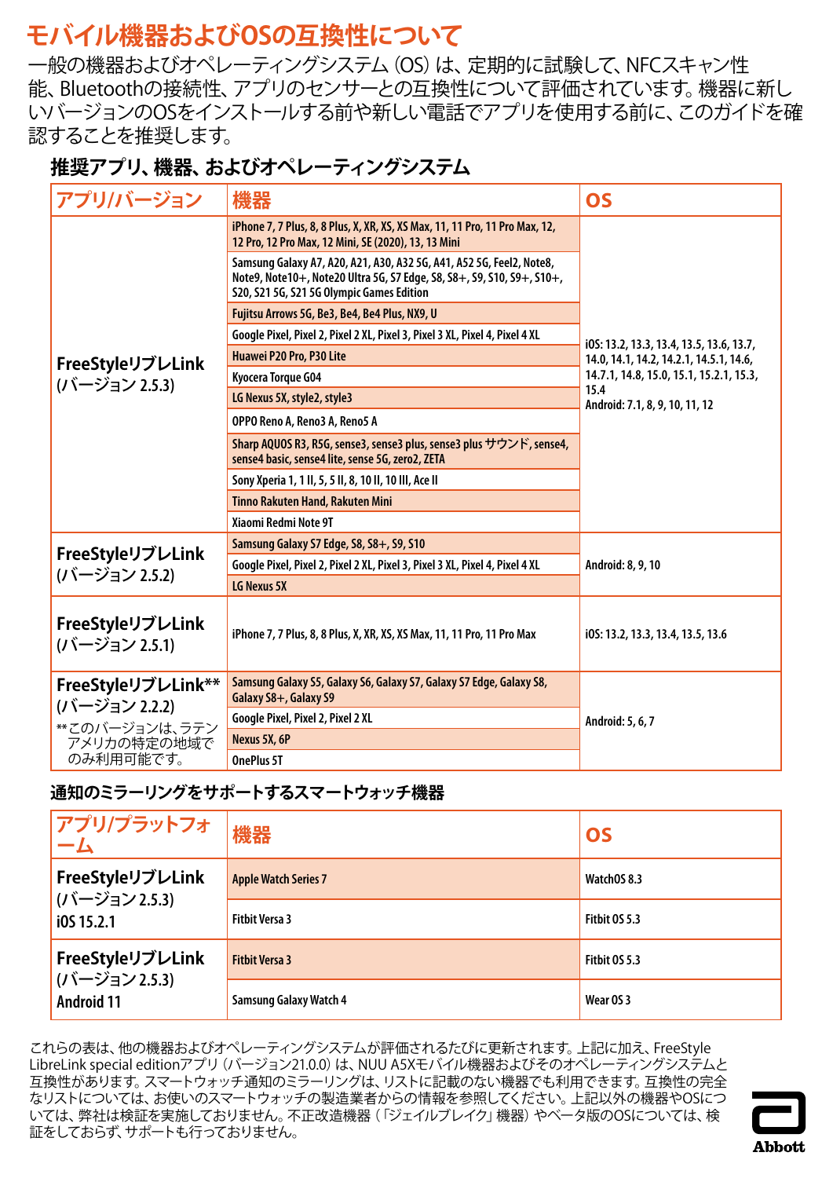# モバイル機器およびOSの互換性について

一般の機器およびオペレーティングシステム（OS）は、定期的に試験して、NFCスキャン性能、Bluetoothの接続性、アプリのセンサーとの互換性について評価されています。機器に新しいバージョンのOSをインストールする前や新しい電話でアプリを使用する前に、このガイドを確認することを推奨します。

## 推奨アプリ、機器、およびオペレーティングシステム

| アプリ/バージョン | 機器 | OS |
|---|---|---|
| FreeStyleリブレLink（バージョン 2.5.3） | iPhone 7, 7 Plus, 8, 8 Plus, X, XR, XS, XS Max, 11, 11 Pro, 11 Pro Max, 12, 12 Pro, 12 Pro Max, 12 Mini, SE (2020), 13, 13 Mini | iOS: 13.2, 13.3, 13.4, 13.5, 13.6, 13.7, 14.0, 14.1, 14.2, 14.2.1, 14.5.1, 14.6, 14.7.1, 14.8, 15.0, 15.1, 15.2.1, 15.3, 15.4<br>Android: 7.1, 8, 9, 10, 11, 12 |
| | Samsung Galaxy A7, A20, A21, A30, A32 5G, A41, A52 5G, Feel2, Note8, Note9, Note10+, Note20 Ultra 5G, S7 Edge, S8, S8+, S9, S10, S9+, S10+, S20, S21 5G, S21 5G Olympic Games Edition | |
| | Fujitsu Arrows 5G, Be3, Be4, Be4 Plus, NX9, U | |
| | Google Pixel, Pixel 2, Pixel 2 XL, Pixel 3, Pixel 3 XL, Pixel 4, Pixel 4 XL | |
| | Huawei P20 Pro, P30 Lite | |
| | Kyocera Torque G04 | |
| | LG Nexus 5X, style2, style3 | |
| | OPPO Reno A, Reno3 A, Reno5 A | |
| | Sharp AQUOS R3, R5G, sense3, sense3 plus, sense3 plus サウンド, sense4, sense4 basic, sense4 lite, sense 5G, zero2, ZETA | |
| | Sony Xperia 1, 1 II, 5, 5 II, 8, 10 II, 10 III, Ace II | |
| | Tinno Rakuten Hand, Rakuten Mini | |
| | Xiaomi Redmi Note 9T | |
| FreeStyleリブレLink（バージョン 2.5.2） | Samsung Galaxy S7 Edge, S8, S8+, S9, S10 | Android: 8, 9, 10 |
| | Google Pixel, Pixel 2, Pixel 2 XL, Pixel 3, Pixel 3 XL, Pixel 4, Pixel 4 XL | |
| | LG Nexus 5X | |
| FreeStyleリブレLink（バージョン 2.5.1） | iPhone 7, 7 Plus, 8, 8 Plus, X, XR, XS, XS Max, 11, 11 Pro, 11 Pro Max | iOS: 13.2, 13.3, 13.4, 13.5, 13.6 |
| FreeStyleリブレLink**（バージョン 2.2.2）<br>**このバージョンは、ラテンアメリカの特定の地域でのみ利用可能です。 | Samsung Galaxy S5, Galaxy S6, Galaxy S7, Galaxy S7 Edge, Galaxy S8, Galaxy S8+, Galaxy S9 | Android: 5, 6, 7 |
| | Google Pixel, Pixel 2, Pixel 2 XL | |
| | Nexus 5X, 6P | |
| | OnePlus 5T | |

## 通知のミラーリングをサポートするスマートウォッチ機器

| アプリ/プラットフォーム | 機器 | OS |
|---|---|---|
| FreeStyleリブレLink（バージョン 2.5.3）iOS 15.2.1 | Apple Watch Series 7 | WatchOS 8.3 |
| | Fitbit Versa 3 | Fitbit OS 5.3 |
| FreeStyleリブレLink（バージョン 2.5.3）Android 11 | Fitbit Versa 3 | Fitbit OS 5.3 |
| | Samsung Galaxy Watch 4 | Wear OS 3 |

これらの表は、他の機器およびオペレーティングシステムが評価されるたびに更新されます。上記に加え、FreeStyle LibreLink special editionアプリ（バージョン21.0.0）は、NUU A5Xモバイル機器およびそのオペレーティングシステムと互換性があります。スマートウォッチ通知のミラーリングは、リストに記載のない機器でも利用できます。互換性の完全なリストについては、お使いのスマートウォッチの製造業者からの情報を参照してください。上記以外の機器やOSについては、弊社は検証を実施しておりません。不正改造機器（「ジェイルブレイク」機器）やベータ版のOSについては、検証をしておらず、サポートも行っておりません。

Abbott